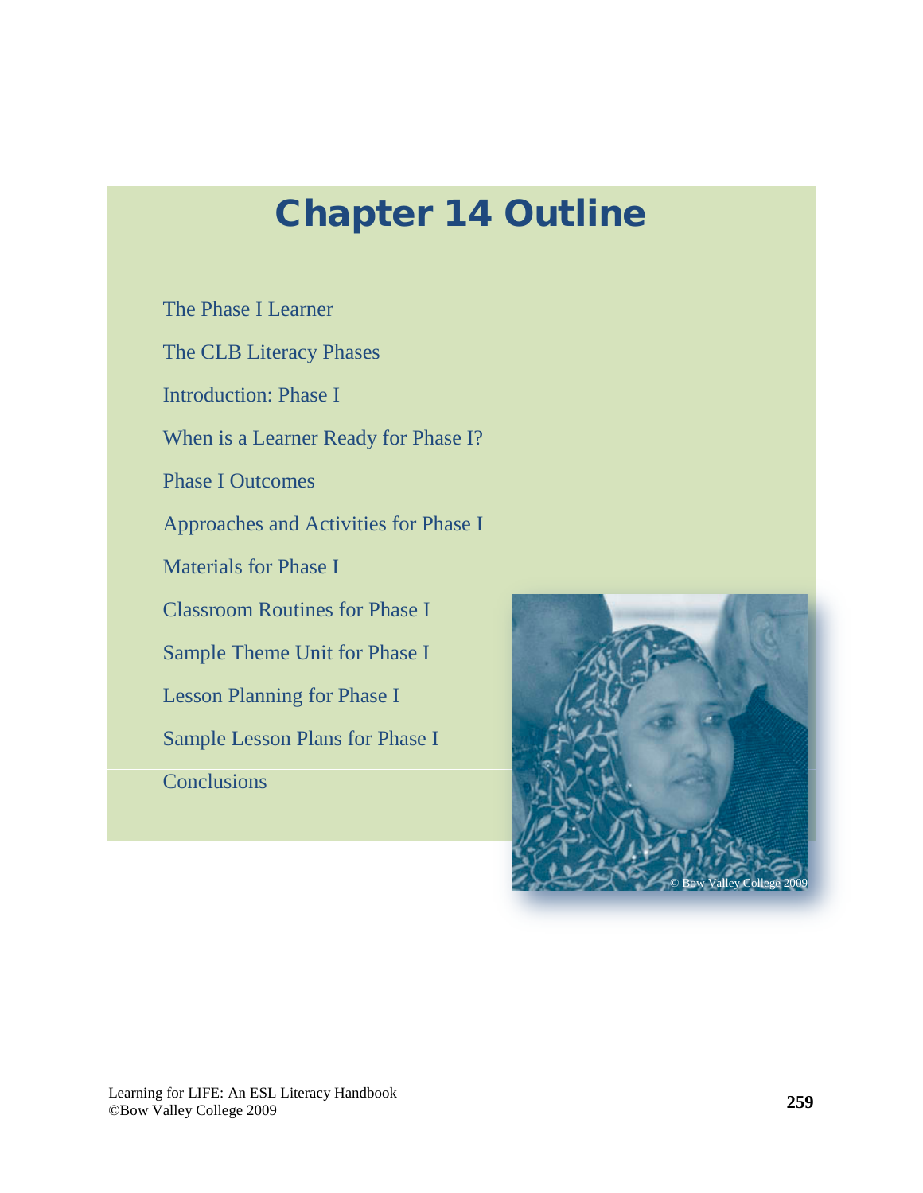# Chapter 14 Outline

The Phase I Learner

The CLB Literacy Phases

Introduction: Phase I

When is a Learner Ready for Phase I?

Phase I Outcomes

Approaches and Activities for Phase I

Materials for Phase I

Classroom Routines for Phase I

Sample Theme Unit for Phase I

Lesson Planning for Phase I

Sample Lesson Plans for Phase I

Conclusions

© Bow Valley College 2009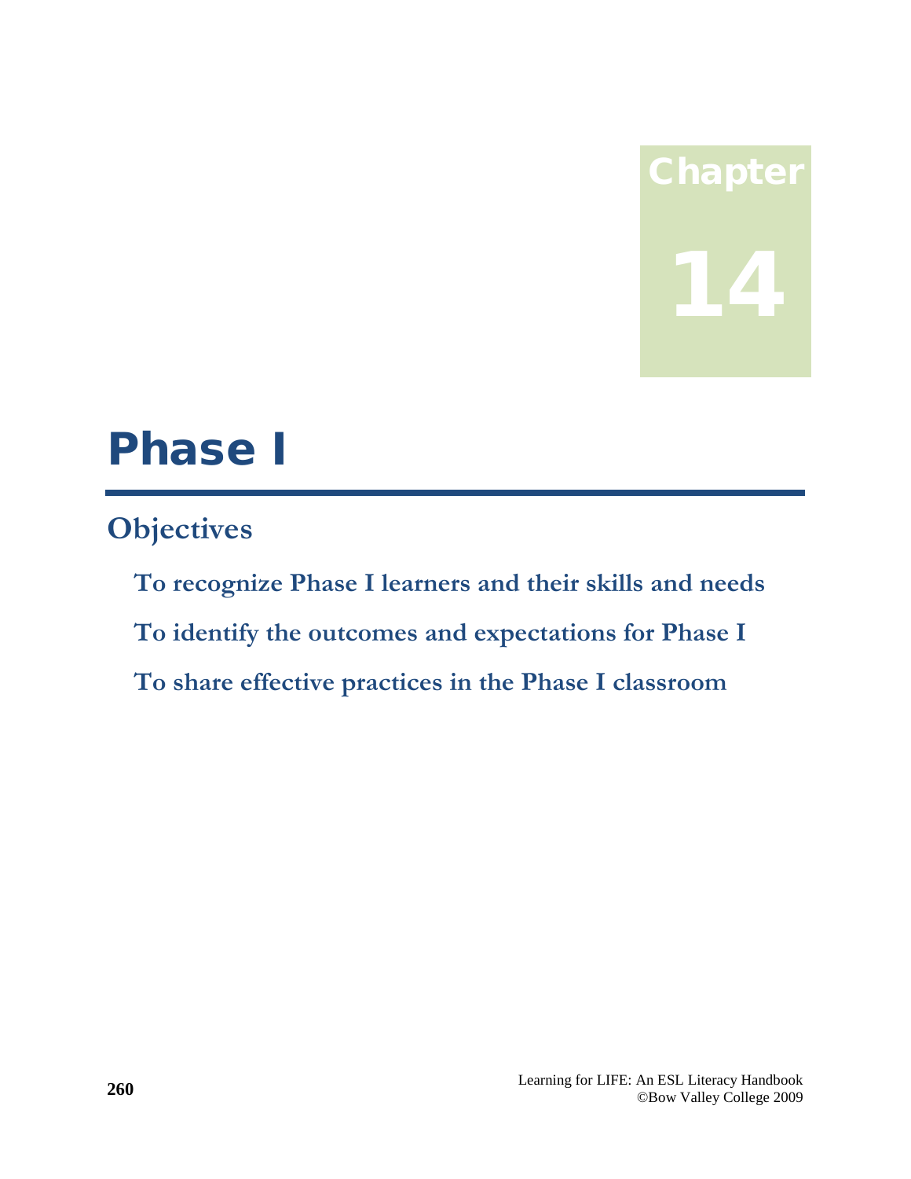# Chapter 14

# Phase I

## Objectives

**To recognize Phase I learners and their skills and needs**

**To identify the outcomes and expectations for Phase I**

**To share effective practices in the Phase I classroom**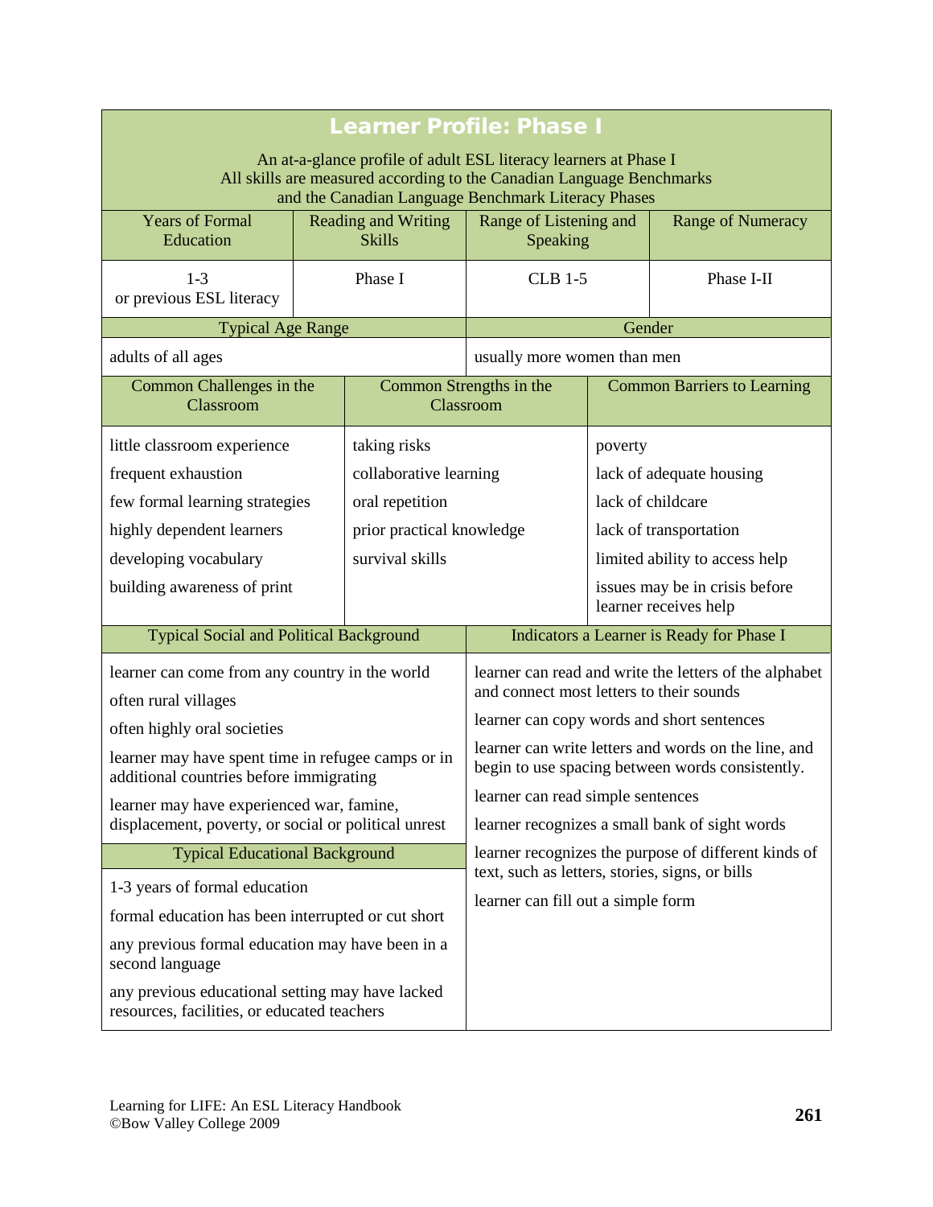## Learner Profile: Phase I

An at-a-glance profile of adult ESL literacy learners at Phase I
All skills are measured according to the Canadian Language Benchmarks and the Canadian Language Benchmark Literacy Phases

| Years of Formal Education | Reading and Writing Skills | Range of Listening and Speaking | Range of Numeracy |
|---|---|---|---|
| 1-3 or previous ESL literacy | Phase I | CLB 1-5 | Phase I-II |

| Typical Age Range | Gender |
|---|---|
| adults of all ages | usually more women than men |

| Common Challenges in the Classroom | Common Strengths in the Classroom | Common Barriers to Learning |
|---|---|---|
| little classroom experience | taking risks | poverty |
| frequent exhaustion | collaborative learning | lack of adequate housing |
| few formal learning strategies | oral repetition | lack of childcare |
| highly dependent learners | prior practical knowledge | lack of transportation |
| developing vocabulary | survival skills | limited ability to access help |
| building awareness of print | | issues may be in crisis before learner receives help |

| Typical Social and Political Background | Indicators a Learner is Ready for Phase I |
|---|---|
| learner can come from any country in the world | learner can read and write the letters of the alphabet and connect most letters to their sounds |
| often rural villages | learner can copy words and short sentences |
| often highly oral societies | learner can write letters and words on the line, and begin to use spacing between words consistently. |
| learner may have spent time in refugee camps or in additional countries before immigrating | learner can read simple sentences |
| learner may have experienced war, famine, displacement, poverty, or social or political unrest | learner recognizes a small bank of sight words |
| **Typical Educational Background** | learner recognizes the purpose of different kinds of text, such as letters, stories, signs, or bills |
| 1-3 years of formal education | learner can fill out a simple form |
| formal education has been interrupted or cut short | |
| any previous formal education may have been in a second language | |
| any previous educational setting may have lacked resources, facilities, or educated teachers | |

Learning for LIFE: An ESL Literacy Handbook
©Bow Valley College 2009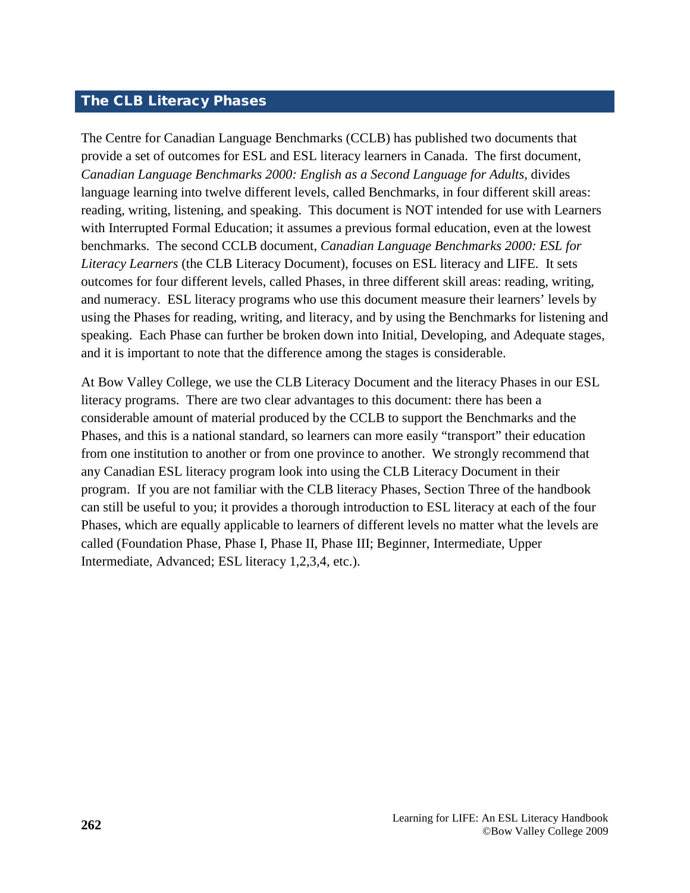## The CLB Literacy Phases

The Centre for Canadian Language Benchmarks (CCLB) has published two documents that provide a set of outcomes for ESL and ESL literacy learners in Canada. The first document, *Canadian Language Benchmarks 2000: English as a Second Language for Adults*, divides language learning into twelve different levels, called Benchmarks, in four different skill areas: reading, writing, listening, and speaking. This document is NOT intended for use with Learners with Interrupted Formal Education; it assumes a previous formal education, even at the lowest benchmarks. The second CCLB document, *Canadian Language Benchmarks 2000: ESL for Literacy Learners* (the CLB Literacy Document), focuses on ESL literacy and LIFE. It sets outcomes for four different levels, called Phases, in three different skill areas: reading, writing, and numeracy. ESL literacy programs who use this document measure their learners' levels by using the Phases for reading, writing, and literacy, and by using the Benchmarks for listening and speaking. Each Phase can further be broken down into Initial, Developing, and Adequate stages, and it is important to note that the difference among the stages is considerable.

At Bow Valley College, we use the CLB Literacy Document and the literacy Phases in our ESL literacy programs. There are two clear advantages to this document: there has been a considerable amount of material produced by the CCLB to support the Benchmarks and the Phases, and this is a national standard, so learners can more easily "transport" their education from one institution to another or from one province to another. We strongly recommend that any Canadian ESL literacy program look into using the CLB Literacy Document in their program. If you are not familiar with the CLB literacy Phases, Section Three of the handbook can still be useful to you; it provides a thorough introduction to ESL literacy at each of the four Phases, which are equally applicable to learners of different levels no matter what the levels are called (Foundation Phase, Phase I, Phase II, Phase III; Beginner, Intermediate, Upper Intermediate, Advanced; ESL literacy 1,2,3,4, etc.).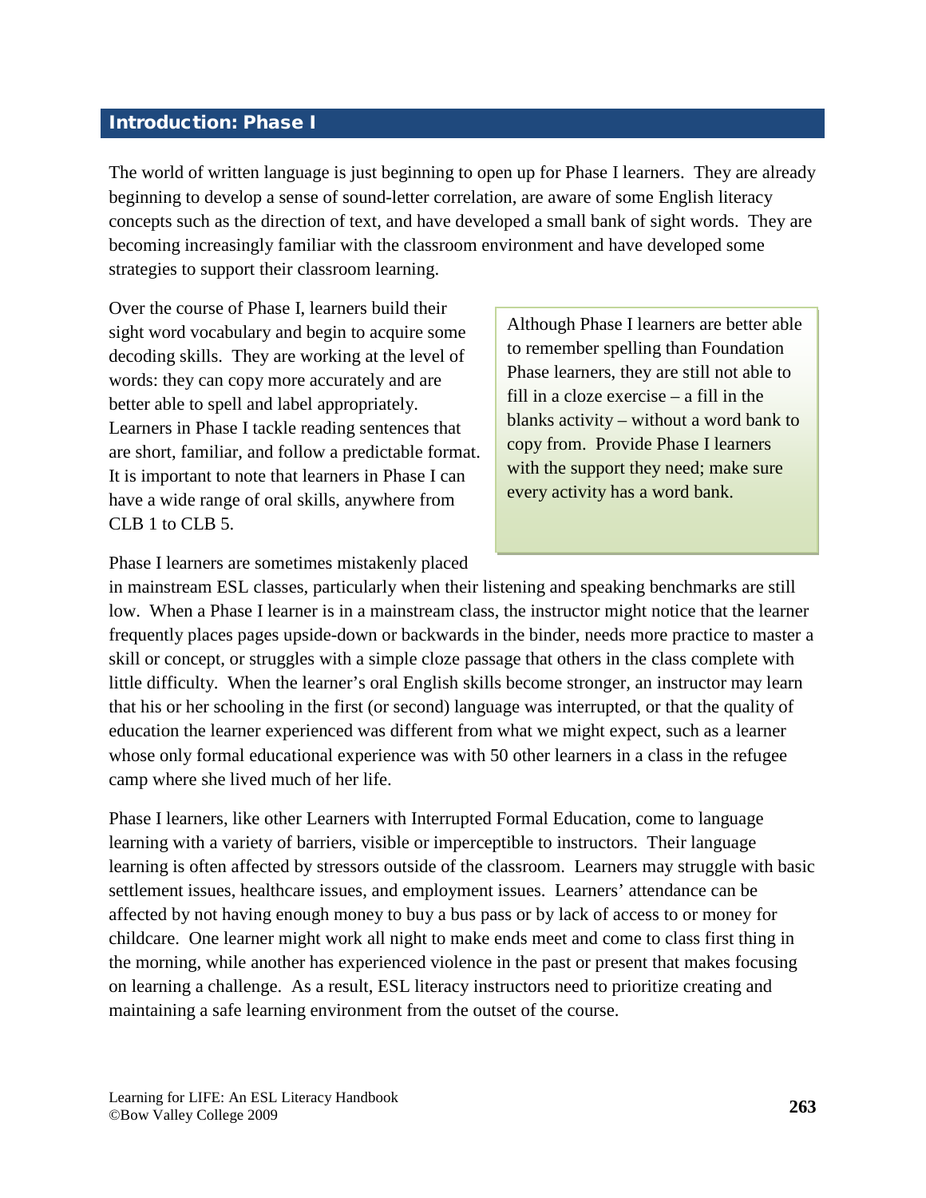## Introduction: Phase I

The world of written language is just beginning to open up for Phase I learners. They are already beginning to develop a sense of sound-letter correlation, are aware of some English literacy concepts such as the direction of text, and have developed a small bank of sight words. They are becoming increasingly familiar with the classroom environment and have developed some strategies to support their classroom learning.

Over the course of Phase I, learners build their sight word vocabulary and begin to acquire some decoding skills. They are working at the level of words: they can copy more accurately and are better able to spell and label appropriately. Learners in Phase I tackle reading sentences that are short, familiar, and follow a predictable format. It is important to note that learners in Phase I can have a wide range of oral skills, anywhere from CLB 1 to CLB 5.

> Although Phase I learners are better able to remember spelling than Foundation Phase learners, they are still not able to fill in a cloze exercise – a fill in the blanks activity – without a word bank to copy from. Provide Phase I learners with the support they need; make sure every activity has a word bank.

Phase I learners are sometimes mistakenly placed in mainstream ESL classes, particularly when their listening and speaking benchmarks are still low. When a Phase I learner is in a mainstream class, the instructor might notice that the learner frequently places pages upside-down or backwards in the binder, needs more practice to master a skill or concept, or struggles with a simple cloze passage that others in the class complete with little difficulty. When the learner's oral English skills become stronger, an instructor may learn that his or her schooling in the first (or second) language was interrupted, or that the quality of education the learner experienced was different from what we might expect, such as a learner whose only formal educational experience was with 50 other learners in a class in the refugee camp where she lived much of her life.

Phase I learners, like other Learners with Interrupted Formal Education, come to language learning with a variety of barriers, visible or imperceptible to instructors. Their language learning is often affected by stressors outside of the classroom. Learners may struggle with basic settlement issues, healthcare issues, and employment issues. Learners' attendance can be affected by not having enough money to buy a bus pass or by lack of access to or money for childcare. One learner might work all night to make ends meet and come to class first thing in the morning, while another has experienced violence in the past or present that makes focusing on learning a challenge. As a result, ESL literacy instructors need to prioritize creating and maintaining a safe learning environment from the outset of the course.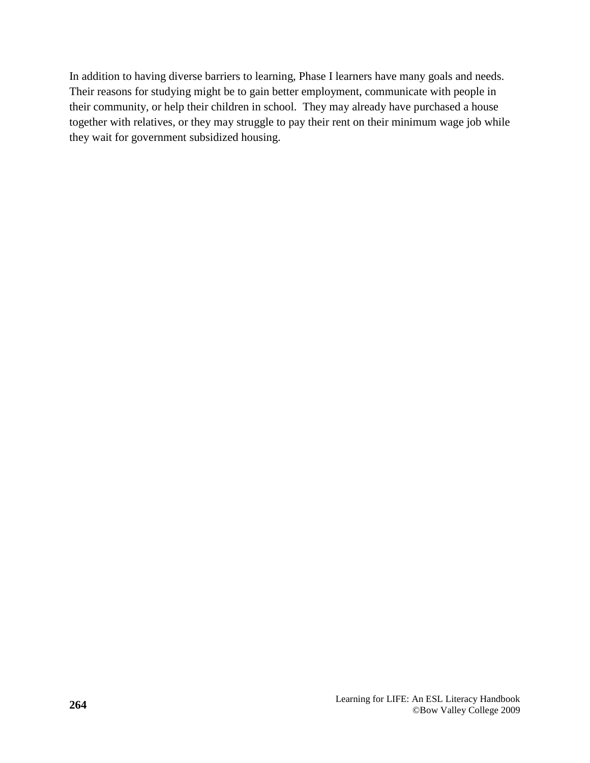In addition to having diverse barriers to learning, Phase I learners have many goals and needs. Their reasons for studying might be to gain better employment, communicate with people in their community, or help their children in school. They may already have purchased a house together with relatives, or they may struggle to pay their rent on their minimum wage job while they wait for government subsidized housing.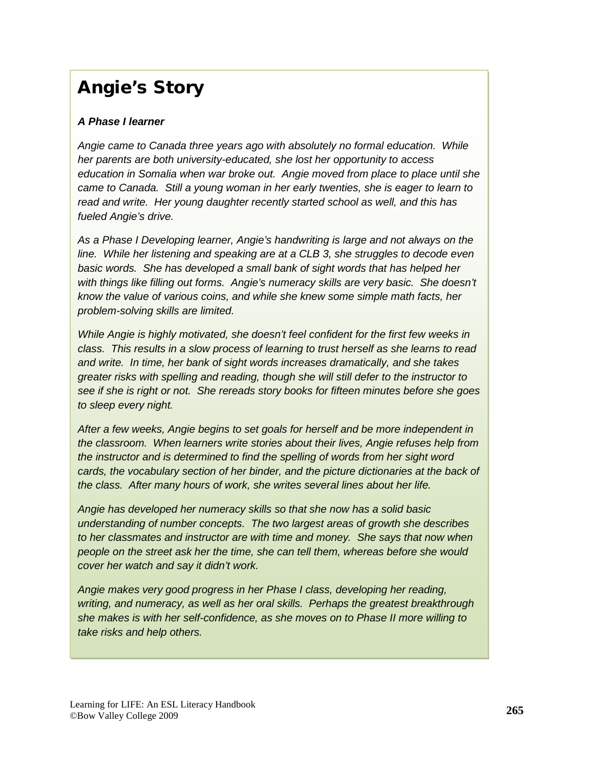# Angie's Story

***A Phase I learner***

*Angie came to Canada three years ago with absolutely no formal education. While her parents are both university-educated, she lost her opportunity to access education in Somalia when war broke out. Angie moved from place to place until she came to Canada. Still a young woman in her early twenties, she is eager to learn to read and write. Her young daughter recently started school as well, and this has fueled Angie's drive.*

*As a Phase I Developing learner, Angie's handwriting is large and not always on the line. While her listening and speaking are at a CLB 3, she struggles to decode even basic words. She has developed a small bank of sight words that has helped her with things like filling out forms. Angie's numeracy skills are very basic. She doesn't know the value of various coins, and while she knew some simple math facts, her problem-solving skills are limited.*

*While Angie is highly motivated, she doesn't feel confident for the first few weeks in class. This results in a slow process of learning to trust herself as she learns to read and write. In time, her bank of sight words increases dramatically, and she takes greater risks with spelling and reading, though she will still defer to the instructor to see if she is right or not. She rereads story books for fifteen minutes before she goes to sleep every night.*

*After a few weeks, Angie begins to set goals for herself and be more independent in the classroom. When learners write stories about their lives, Angie refuses help from the instructor and is determined to find the spelling of words from her sight word cards, the vocabulary section of her binder, and the picture dictionaries at the back of the class. After many hours of work, she writes several lines about her life.*

*Angie has developed her numeracy skills so that she now has a solid basic understanding of number concepts. The two largest areas of growth she describes to her classmates and instructor are with time and money. She says that now when people on the street ask her the time, she can tell them, whereas before she would cover her watch and say it didn't work.*

*Angie makes very good progress in her Phase I class, developing her reading, writing, and numeracy, as well as her oral skills. Perhaps the greatest breakthrough she makes is with her self-confidence, as she moves on to Phase II more willing to take risks and help others.*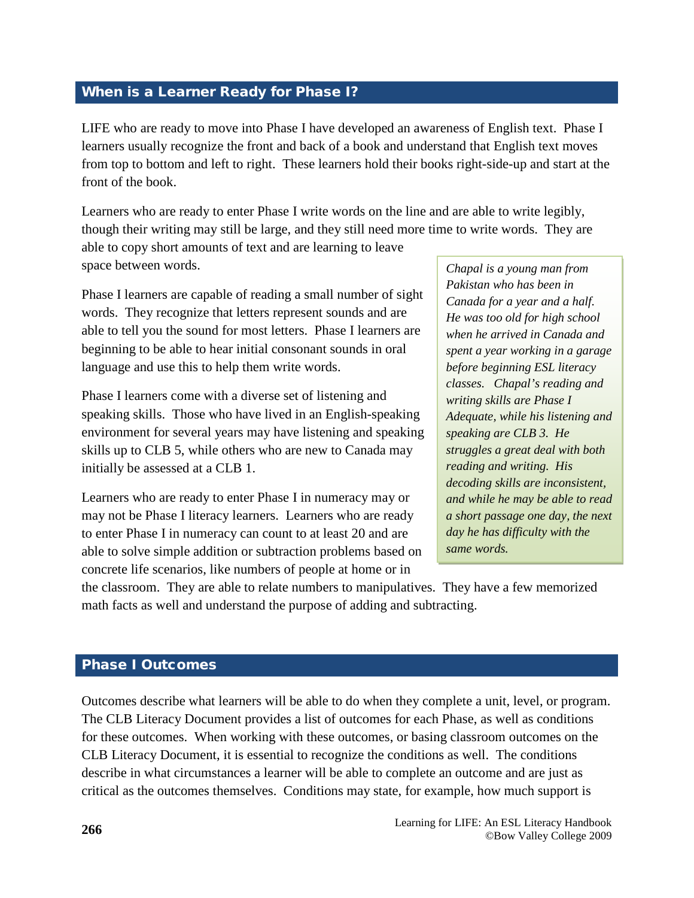## When is a Learner Ready for Phase I?

LIFE who are ready to move into Phase I have developed an awareness of English text. Phase I learners usually recognize the front and back of a book and understand that English text moves from top to bottom and left to right. These learners hold their books right-side-up and start at the front of the book.

Learners who are ready to enter Phase I write words on the line and are able to write legibly, though their writing may still be large, and they still need more time to write words. They are able to copy short amounts of text and are learning to leave space between words.

Phase I learners are capable of reading a small number of sight words. They recognize that letters represent sounds and are able to tell you the sound for most letters. Phase I learners are beginning to be able to hear initial consonant sounds in oral language and use this to help them write words.

Phase I learners come with a diverse set of listening and speaking skills. Those who have lived in an English-speaking environment for several years may have listening and speaking skills up to CLB 5, while others who are new to Canada may initially be assessed at a CLB 1.

Learners who are ready to enter Phase I in numeracy may or may not be Phase I literacy learners. Learners who are ready to enter Phase I in numeracy can count to at least 20 and are able to solve simple addition or subtraction problems based on concrete life scenarios, like numbers of people at home or in the classroom. They are able to relate numbers to manipulatives. They have a few memorized math facts as well and understand the purpose of adding and subtracting.

*Chapal is a young man from Pakistan who has been in Canada for a year and a half. He was too old for high school when he arrived in Canada and spent a year working in a garage before beginning ESL literacy classes. Chapal's reading and writing skills are Phase I Adequate, while his listening and speaking are CLB 3. He struggles a great deal with both reading and writing. His decoding skills are inconsistent, and while he may be able to read a short passage one day, the next day he has difficulty with the same words.*

## Phase I Outcomes

Outcomes describe what learners will be able to do when they complete a unit, level, or program. The CLB Literacy Document provides a list of outcomes for each Phase, as well as conditions for these outcomes. When working with these outcomes, or basing classroom outcomes on the CLB Literacy Document, it is essential to recognize the conditions as well. The conditions describe in what circumstances a learner will be able to complete an outcome and are just as critical as the outcomes themselves. Conditions may state, for example, how much support is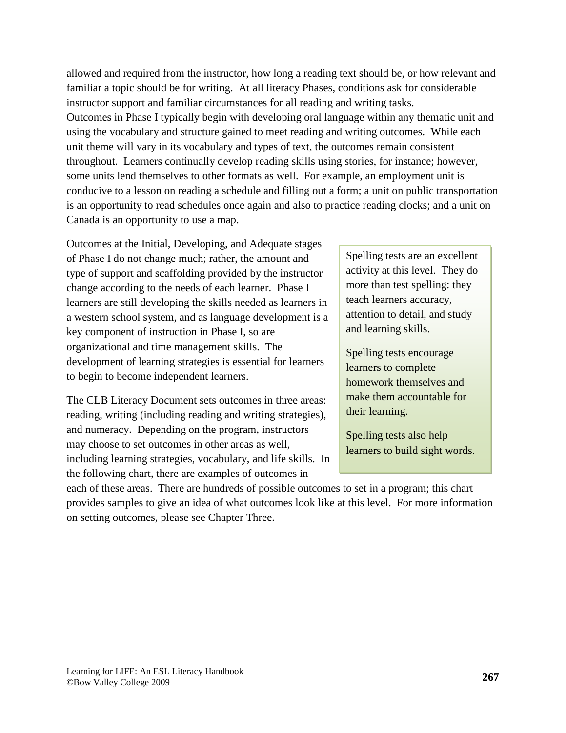allowed and required from the instructor, how long a reading text should be, or how relevant and familiar a topic should be for writing. At all literacy Phases, conditions ask for considerable instructor support and familiar circumstances for all reading and writing tasks.
Outcomes in Phase I typically begin with developing oral language within any thematic unit and using the vocabulary and structure gained to meet reading and writing outcomes. While each unit theme will vary in its vocabulary and types of text, the outcomes remain consistent throughout. Learners continually develop reading skills using stories, for instance; however, some units lend themselves to other formats as well. For example, an employment unit is conducive to a lesson on reading a schedule and filling out a form; a unit on public transportation is an opportunity to read schedules once again and also to practice reading clocks; and a unit on Canada is an opportunity to use a map.

Outcomes at the Initial, Developing, and Adequate stages of Phase I do not change much; rather, the amount and type of support and scaffolding provided by the instructor change according to the needs of each learner. Phase I learners are still developing the skills needed as learners in a western school system, and as language development is a key component of instruction in Phase I, so are organizational and time management skills. The development of learning strategies is essential for learners to begin to become independent learners.

> Spelling tests are an excellent activity at this level. They do more than test spelling: they teach learners accuracy, attention to detail, and study and learning skills.
>
> Spelling tests encourage learners to complete homework themselves and make them accountable for their learning.
>
> Spelling tests also help learners to build sight words.

The CLB Literacy Document sets outcomes in three areas: reading, writing (including reading and writing strategies), and numeracy. Depending on the program, instructors may choose to set outcomes in other areas as well, including learning strategies, vocabulary, and life skills. In the following chart, there are examples of outcomes in each of these areas. There are hundreds of possible outcomes to set in a program; this chart provides samples to give an idea of what outcomes look like at this level. For more information on setting outcomes, please see Chapter Three.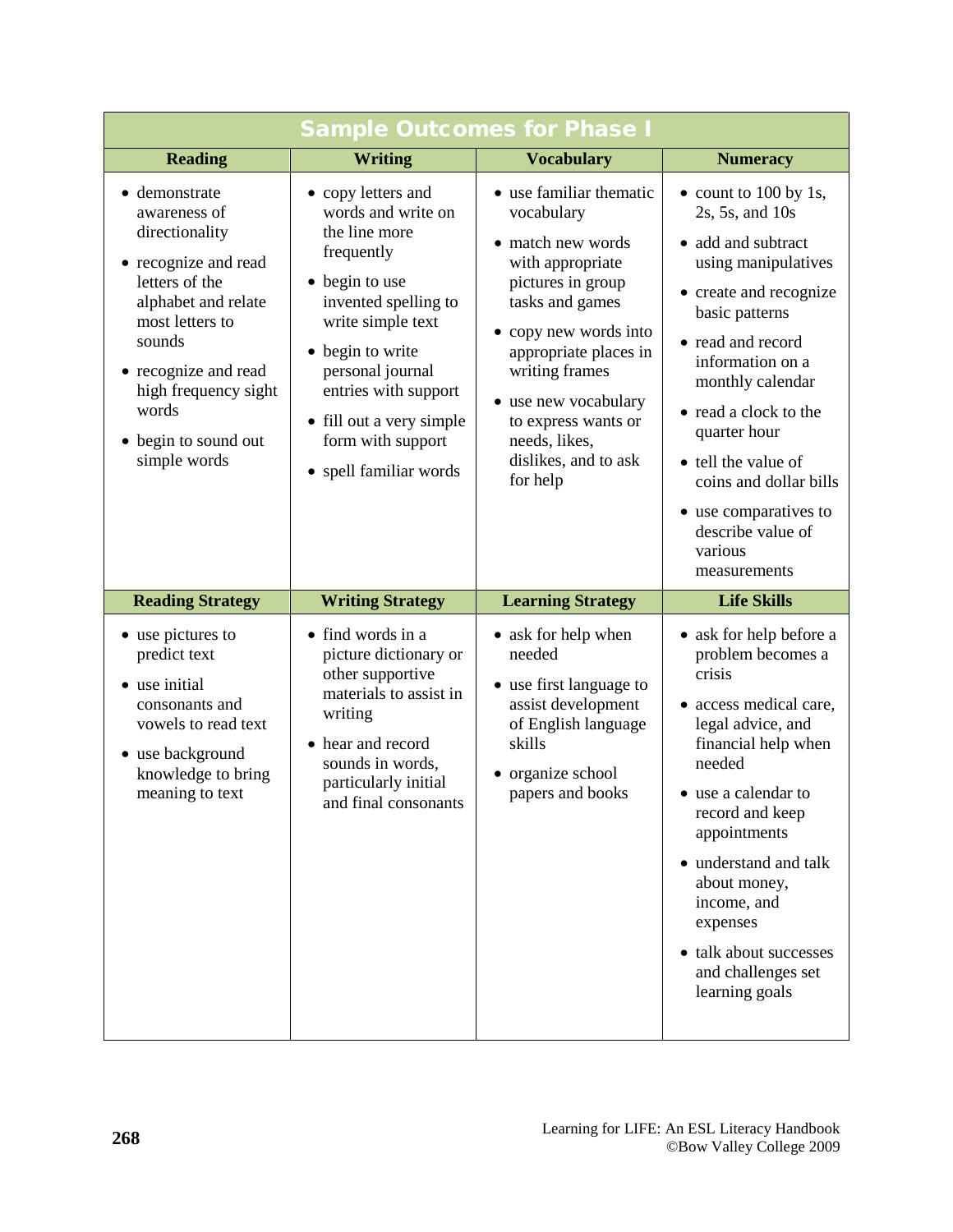## Sample Outcomes for Phase I

| Reading | Writing | Vocabulary | Numeracy |
|---|---|---|---|
| • demonstrate awareness of directionality<br>• recognize and read letters of the alphabet and relate most letters to sounds<br>• recognize and read high frequency sight words<br>• begin to sound out simple words | • copy letters and words and write on the line more frequently<br>• begin to use invented spelling to write simple text<br>• begin to write personal journal entries with support<br>• fill out a very simple form with support<br>• spell familiar words | • use familiar thematic vocabulary<br>• match new words with appropriate pictures in group tasks and games<br>• copy new words into appropriate places in writing frames<br>• use new vocabulary to express wants or needs, likes, dislikes, and to ask for help | • count to 100 by 1s, 2s, 5s, and 10s<br>• add and subtract using manipulatives<br>• create and recognize basic patterns<br>• read and record information on a monthly calendar<br>• read a clock to the quarter hour<br>• tell the value of coins and dollar bills<br>• use comparatives to describe value of various measurements |
| **Reading Strategy** | **Writing Strategy** | **Learning Strategy** | **Life Skills** |
| • use pictures to predict text<br>• use initial consonants and vowels to read text<br>• use background knowledge to bring meaning to text | • find words in a picture dictionary or other supportive materials to assist in writing<br>• hear and record sounds in words, particularly initial and final consonants | • ask for help when needed<br>• use first language to assist development of English language skills<br>• organize school papers and books | • ask for help before a problem becomes a crisis<br>• access medical care, legal advice, and financial help when needed<br>• use a calendar to record and keep appointments<br>• understand and talk about money, income, and expenses<br>• talk about successes and challenges set learning goals |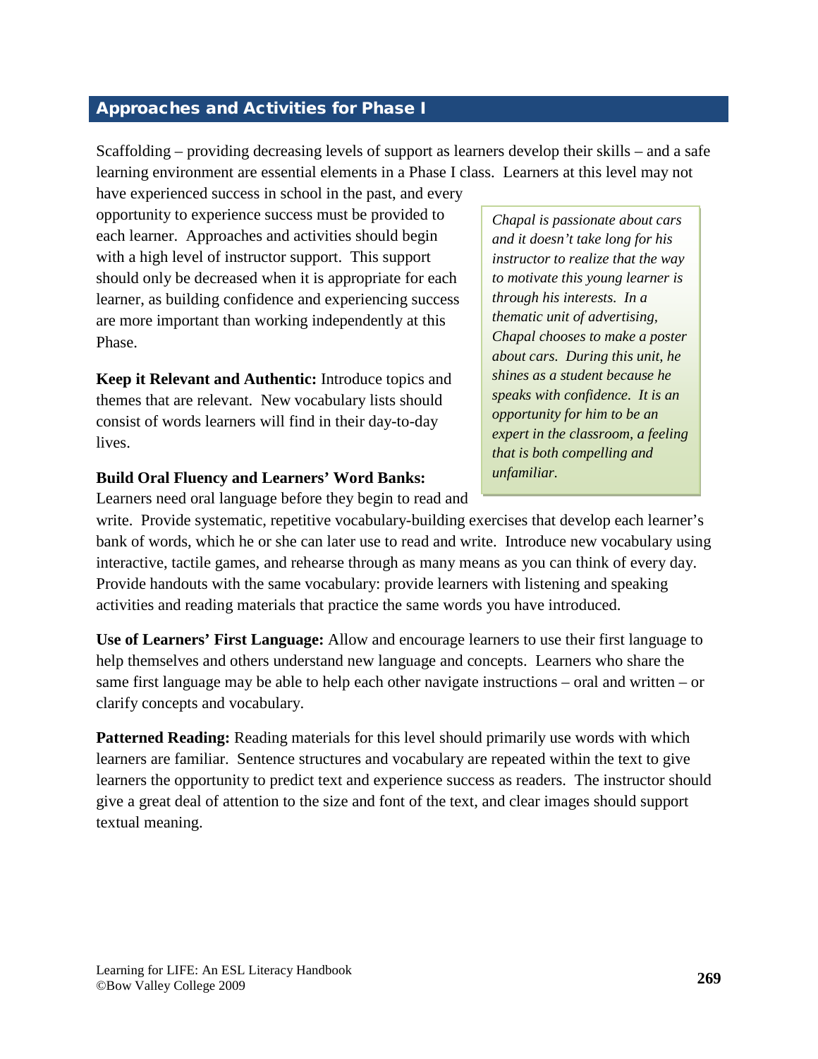## Approaches and Activities for Phase I

Scaffolding – providing decreasing levels of support as learners develop their skills – and a safe learning environment are essential elements in a Phase I class. Learners at this level may not have experienced success in school in the past, and every opportunity to experience success must be provided to each learner. Approaches and activities should begin with a high level of instructor support. This support should only be decreased when it is appropriate for each learner, as building confidence and experiencing success are more important than working independently at this Phase.

> *Chapal is passionate about cars and it doesn't take long for his instructor to realize that the way to motivate this young learner is through his interests. In a thematic unit of advertising, Chapal chooses to make a poster about cars. During this unit, he shines as a student because he speaks with confidence. It is an opportunity for him to be an expert in the classroom, a feeling that is both compelling and unfamiliar.*

**Keep it Relevant and Authentic:** Introduce topics and themes that are relevant. New vocabulary lists should consist of words learners will find in their day-to-day lives.

**Build Oral Fluency and Learners' Word Banks:** Learners need oral language before they begin to read and write. Provide systematic, repetitive vocabulary-building exercises that develop each learner's bank of words, which he or she can later use to read and write. Introduce new vocabulary using interactive, tactile games, and rehearse through as many means as you can think of every day. Provide handouts with the same vocabulary: provide learners with listening and speaking activities and reading materials that practice the same words you have introduced.

**Use of Learners' First Language:** Allow and encourage learners to use their first language to help themselves and others understand new language and concepts. Learners who share the same first language may be able to help each other navigate instructions – oral and written – or clarify concepts and vocabulary.

**Patterned Reading:** Reading materials for this level should primarily use words with which learners are familiar. Sentence structures and vocabulary are repeated within the text to give learners the opportunity to predict text and experience success as readers. The instructor should give a great deal of attention to the size and font of the text, and clear images should support textual meaning.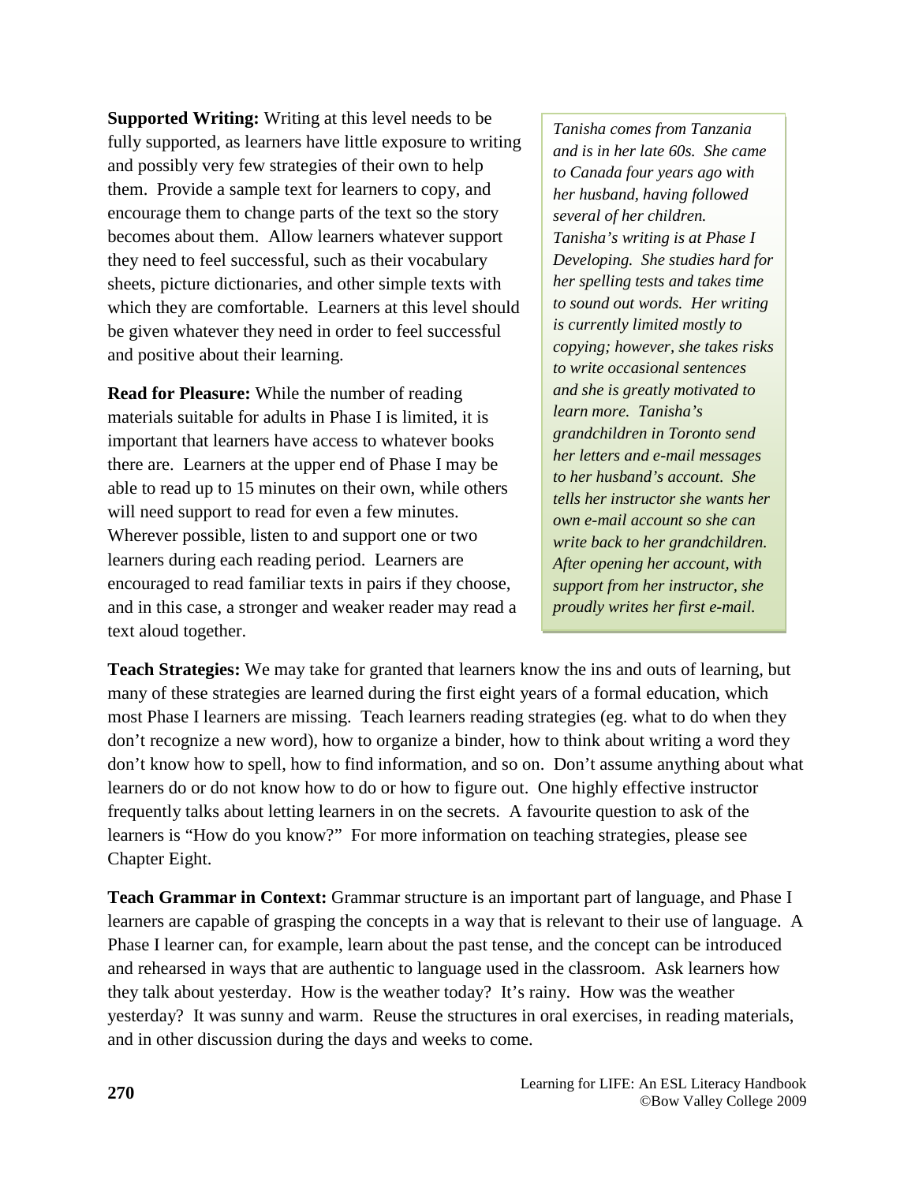**Supported Writing:** Writing at this level needs to be fully supported, as learners have little exposure to writing and possibly very few strategies of their own to help them. Provide a sample text for learners to copy, and encourage them to change parts of the text so the story becomes about them. Allow learners whatever support they need to feel successful, such as their vocabulary sheets, picture dictionaries, and other simple texts with which they are comfortable. Learners at this level should be given whatever they need in order to feel successful and positive about their learning.

**Read for Pleasure:** While the number of reading materials suitable for adults in Phase I is limited, it is important that learners have access to whatever books there are. Learners at the upper end of Phase I may be able to read up to 15 minutes on their own, while others will need support to read for even a few minutes. Wherever possible, listen to and support one or two learners during each reading period. Learners are encouraged to read familiar texts in pairs if they choose, and in this case, a stronger and weaker reader may read a text aloud together.

*Tanisha comes from Tanzania and is in her late 60s. She came to Canada four years ago with her husband, having followed several of her children. Tanisha's writing is at Phase I Developing. She studies hard for her spelling tests and takes time to sound out words. Her writing is currently limited mostly to copying; however, she takes risks to write occasional sentences and she is greatly motivated to learn more. Tanisha's grandchildren in Toronto send her letters and e-mail messages to her husband's account. She tells her instructor she wants her own e-mail account so she can write back to her grandchildren. After opening her account, with support from her instructor, she proudly writes her first e-mail.*

**Teach Strategies:** We may take for granted that learners know the ins and outs of learning, but many of these strategies are learned during the first eight years of a formal education, which most Phase I learners are missing. Teach learners reading strategies (eg. what to do when they don't recognize a new word), how to organize a binder, how to think about writing a word they don't know how to spell, how to find information, and so on. Don't assume anything about what learners do or do not know how to do or how to figure out. One highly effective instructor frequently talks about letting learners in on the secrets. A favourite question to ask of the learners is "How do you know?" For more information on teaching strategies, please see Chapter Eight.

**Teach Grammar in Context:** Grammar structure is an important part of language, and Phase I learners are capable of grasping the concepts in a way that is relevant to their use of language. A Phase I learner can, for example, learn about the past tense, and the concept can be introduced and rehearsed in ways that are authentic to language used in the classroom. Ask learners how they talk about yesterday. How is the weather today? It's rainy. How was the weather yesterday? It was sunny and warm. Reuse the structures in oral exercises, in reading materials, and in other discussion during the days and weeks to come.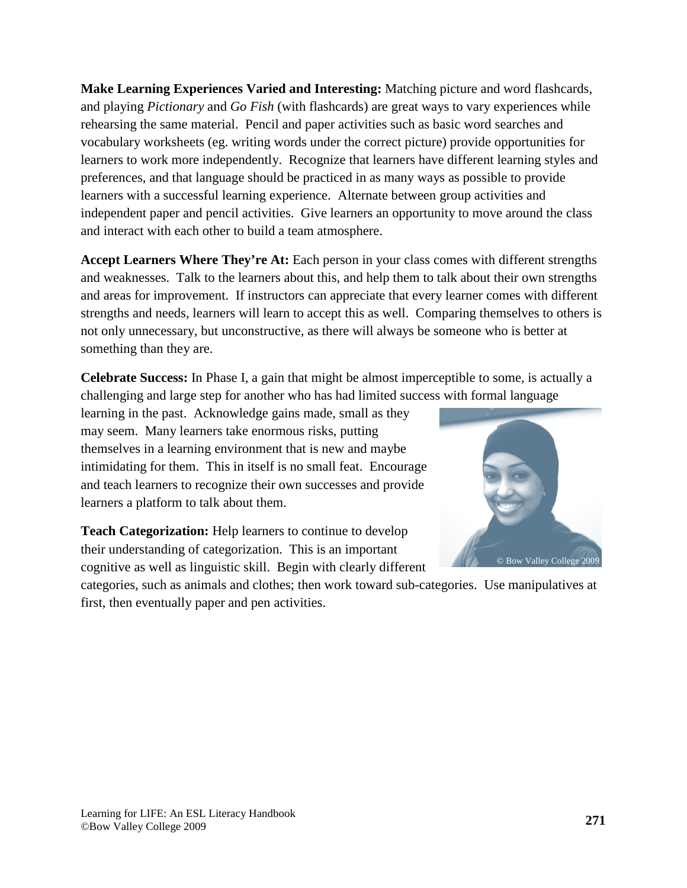**Make Learning Experiences Varied and Interesting:** Matching picture and word flashcards, and playing *Pictionary* and *Go Fish* (with flashcards) are great ways to vary experiences while rehearsing the same material. Pencil and paper activities such as basic word searches and vocabulary worksheets (eg. writing words under the correct picture) provide opportunities for learners to work more independently. Recognize that learners have different learning styles and preferences, and that language should be practiced in as many ways as possible to provide learners with a successful learning experience. Alternate between group activities and independent paper and pencil activities. Give learners an opportunity to move around the class and interact with each other to build a team atmosphere.

**Accept Learners Where They're At:** Each person in your class comes with different strengths and weaknesses. Talk to the learners about this, and help them to talk about their own strengths and areas for improvement. If instructors can appreciate that every learner comes with different strengths and needs, learners will learn to accept this as well. Comparing themselves to others is not only unnecessary, but unconstructive, as there will always be someone who is better at something than they are.

**Celebrate Success:** In Phase I, a gain that might be almost imperceptible to some, is actually a challenging and large step for another who has had limited success with formal language learning in the past. Acknowledge gains made, small as they may seem. Many learners take enormous risks, putting themselves in a learning environment that is new and maybe intimidating for them. This in itself is no small feat. Encourage and teach learners to recognize their own successes and provide learners a platform to talk about them.

© Bow Valley College 2009

**Teach Categorization:** Help learners to continue to develop their understanding of categorization. This is an important cognitive as well as linguistic skill. Begin with clearly different categories, such as animals and clothes; then work toward sub-categories. Use manipulatives at first, then eventually paper and pen activities.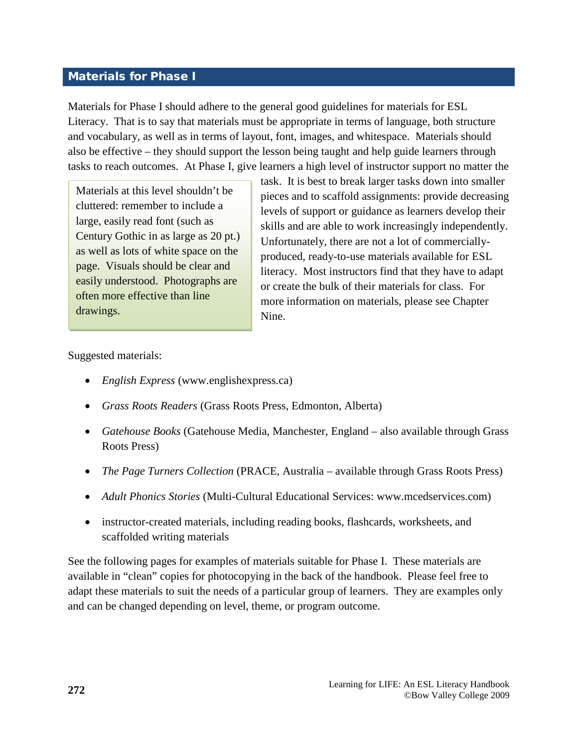## Materials for Phase I

Materials for Phase I should adhere to the general good guidelines for materials for ESL Literacy. That is to say that materials must be appropriate in terms of language, both structure and vocabulary, as well as in terms of layout, font, images, and whitespace. Materials should also be effective – they should support the lesson being taught and help guide learners through tasks to reach outcomes. At Phase I, give learners a high level of instructor support no matter the task. It is best to break larger tasks down into smaller pieces and to scaffold assignments: provide decreasing levels of support or guidance as learners develop their skills and are able to work increasingly independently. Unfortunately, there are not a lot of commercially-produced, ready-to-use materials available for ESL literacy. Most instructors find that they have to adapt or create the bulk of their materials for class. For more information on materials, please see Chapter Nine.

> Materials at this level shouldn't be cluttered: remember to include a large, easily read font (such as Century Gothic in as large as 20 pt.) as well as lots of white space on the page. Visuals should be clear and easily understood. Photographs are often more effective than line drawings.

Suggested materials:

- *English Express* (www.englishexpress.ca)
- *Grass Roots Readers* (Grass Roots Press, Edmonton, Alberta)
- *Gatehouse Books* (Gatehouse Media, Manchester, England – also available through Grass Roots Press)
- *The Page Turners Collection* (PRACE, Australia – available through Grass Roots Press)
- *Adult Phonics Stories* (Multi-Cultural Educational Services: www.mcedservices.com)
- instructor-created materials, including reading books, flashcards, worksheets, and scaffolded writing materials

See the following pages for examples of materials suitable for Phase I. These materials are available in "clean" copies for photocopying in the back of the handbook. Please feel free to adapt these materials to suit the needs of a particular group of learners. They are examples only and can be changed depending on level, theme, or program outcome.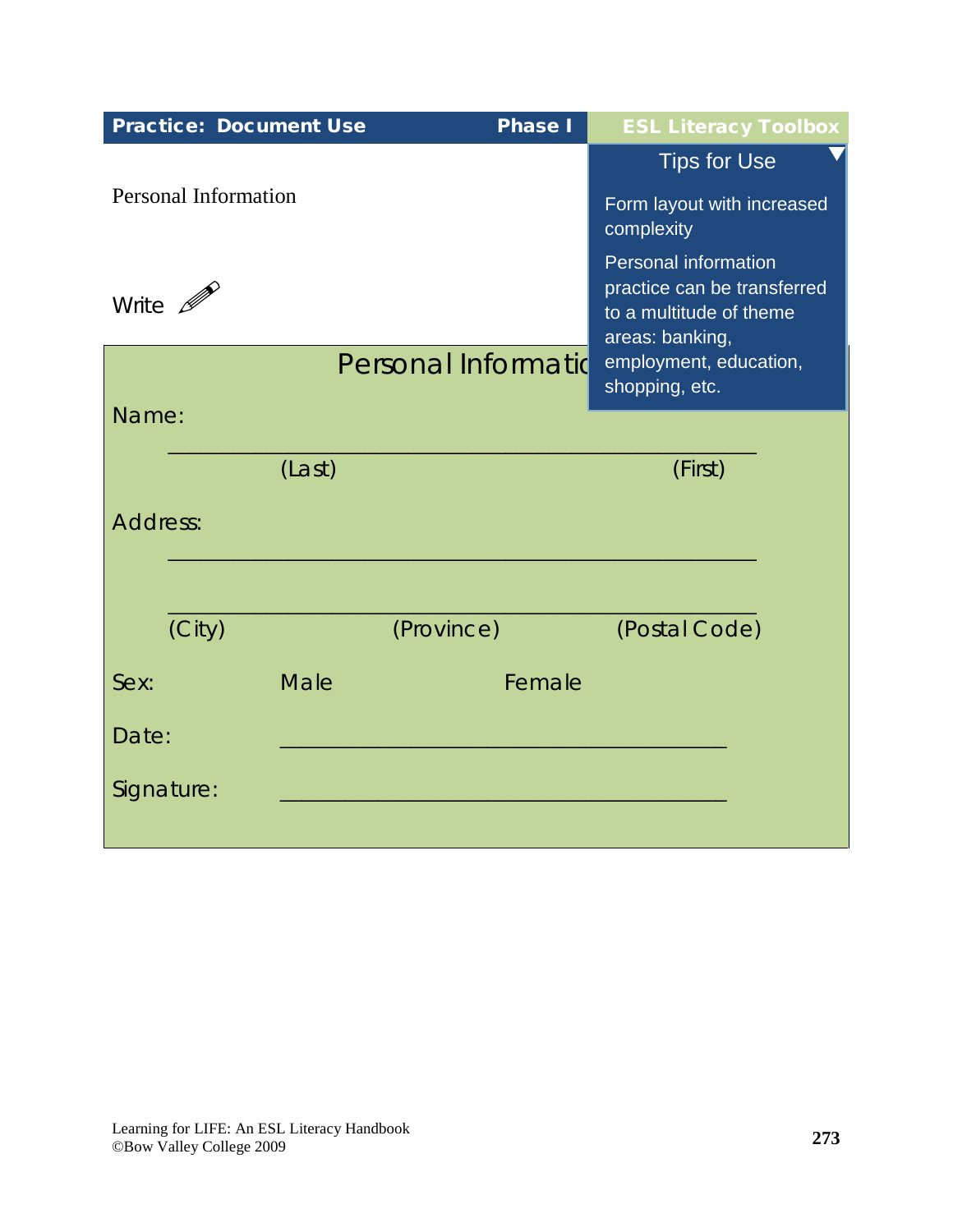Practice: Document Use | Phase I | ESL Literacy Toolbox

Personal Information

Write

**Tips for Use**

Form layout with increased complexity

Personal information practice can be transferred to a multitude of theme areas: banking, employment, education, shopping, etc.

## Personal Information

Name:

________________________________________________

(Last) (First)

Address:

________________________________________________

________________________________________________

(City) (Province) (Postal Code)

Sex: Male Female

Date: ____________________________________

Signature: ____________________________________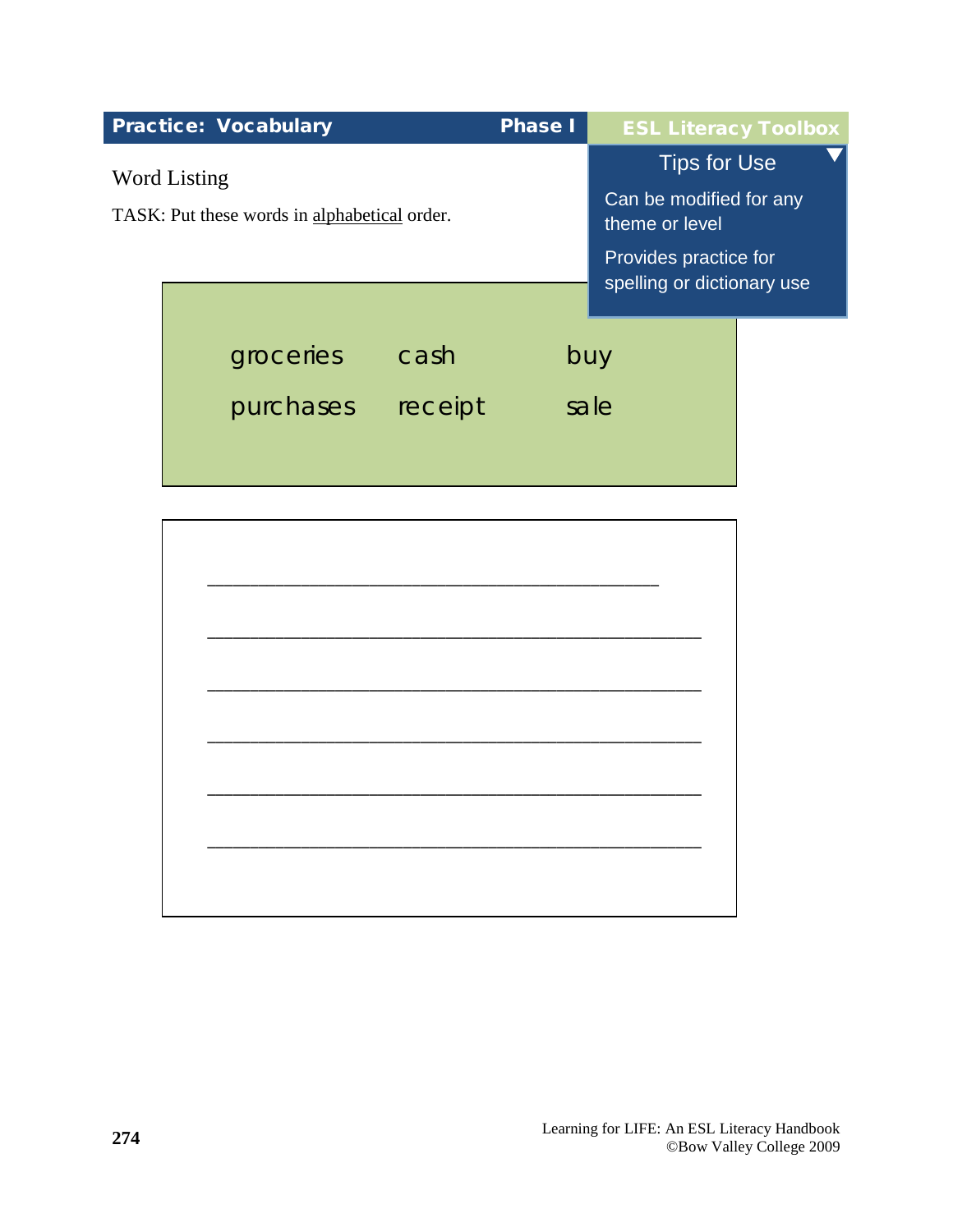**Practice: Vocabulary** **Phase I**

**ESL Literacy Toolbox**

Tips for Use

Can be modified for any theme or level

Provides practice for spelling or dictionary use

Word Listing

TASK: Put these words in <u>alphabetical</u> order.

| | | |
|---|---|---|
| groceries | cash | buy |
| purchases | receipt | sale |

___________________________________________

_______________________________________________

_______________________________________________

_______________________________________________

_______________________________________________

_______________________________________________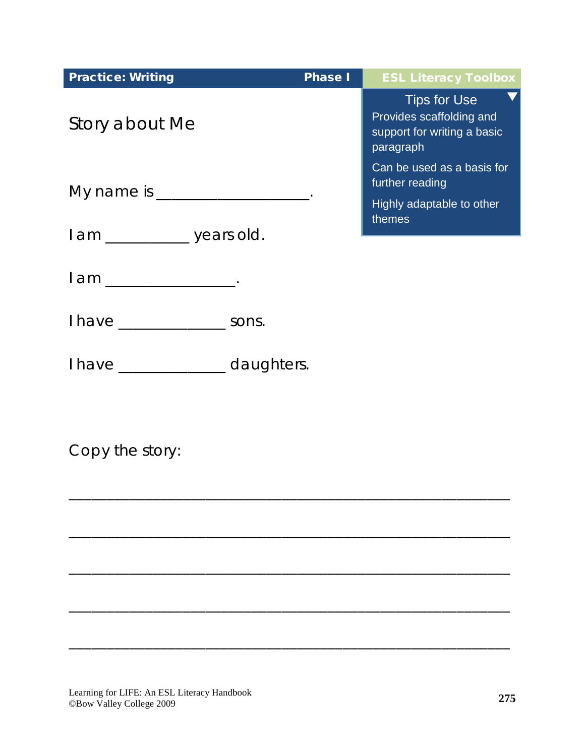**Practice: Writing** | **Phase I** | **ESL Literacy Toolbox**

**Tips for Use**

- Provides scaffolding and support for writing a basic paragraph
- Can be used as a basis for further reading
- Highly adaptable to other themes

# Story about Me

My name is ___________________.

I am __________ years old.

I am _______________.

I have _____________ sons.

I have _____________ daughters.

Copy the story:

_____________________________________________________

_____________________________________________________

_____________________________________________________

_____________________________________________________

_____________________________________________________

Learning for LIFE: An ESL Literacy Handbook
©Bow Valley College 2009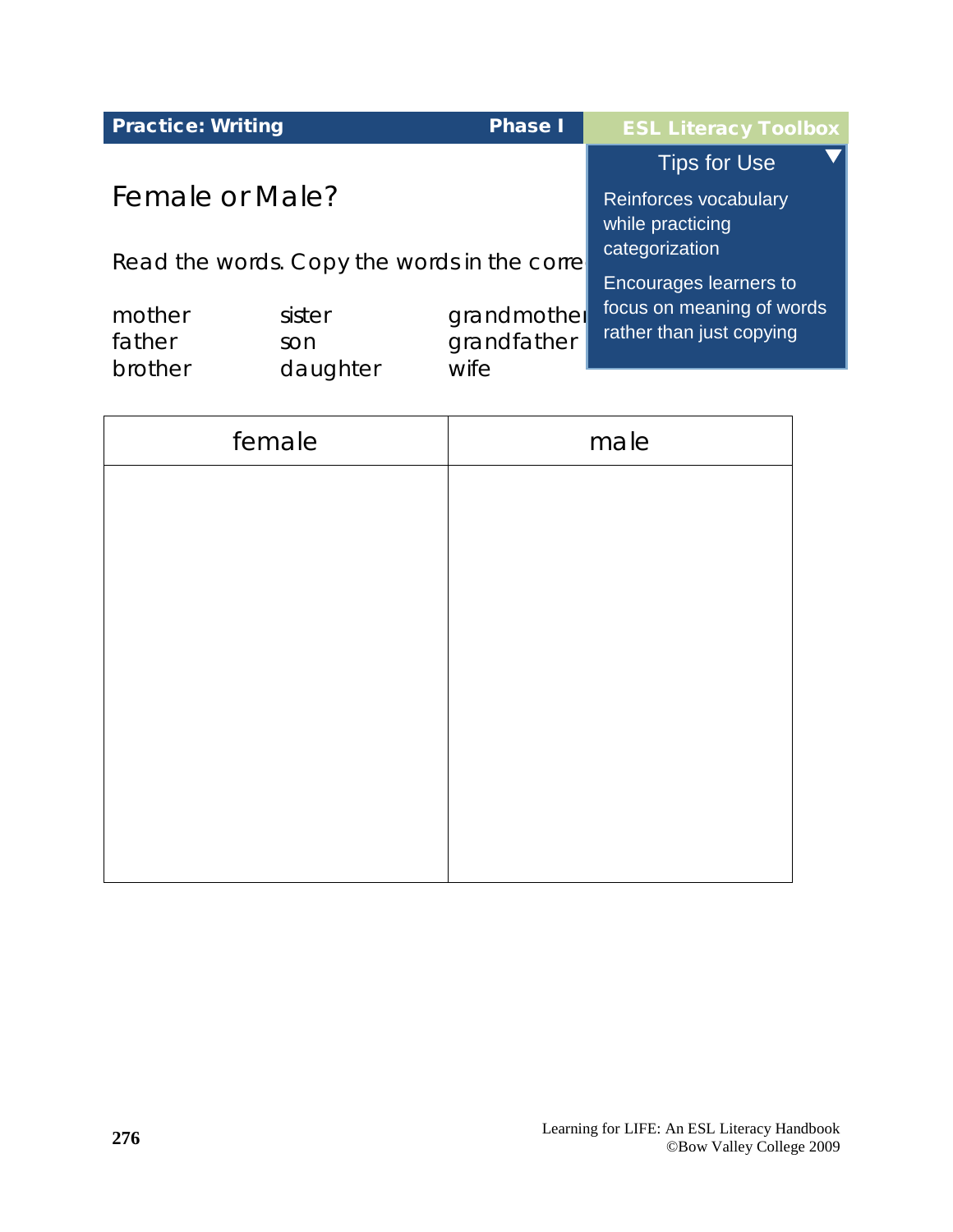**Practice: Writing** **Phase I**

**ESL Literacy Toolbox**

Tips for Use

Reinforces vocabulary while practicing categorization

Encourages learners to focus on meaning of words rather than just copying

# Female or Male?

Read the words. Copy the words in the corre

| | | |
|---|---|---|
| mother | sister | grandmother |
| father | son | grandfather |
| brother | daughter | wife |

| female | male |
|---|---|
| | |

Learning for LIFE: An ESL Literacy Handbook
©Bow Valley College 2009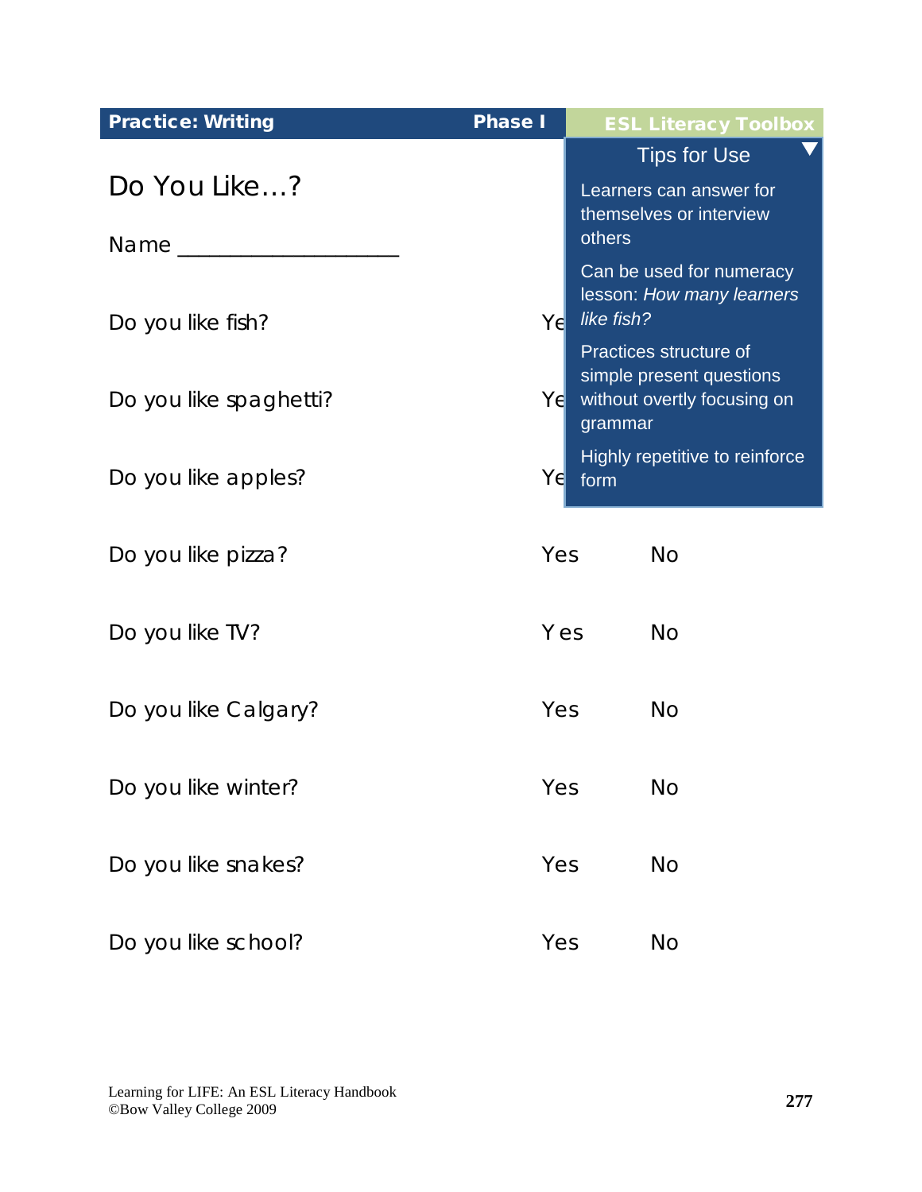**Practice: Writing** | **Phase I** | **ESL Literacy Toolbox**

> **Tips for Use**
>
> Learners can answer for themselves or interview others
>
> Can be used for numeracy lesson: *How many learners like fish?*
>
> Practices structure of simple present questions without overtly focusing on grammar
>
> Highly repetitive to reinforce form

# Do You Like…?

Name ___________________

| | | |
|---|---|---|
| Do you like fish? | Yes | No |
| Do you like spaghetti? | Yes | No |
| Do you like apples? | Yes | No |
| Do you like pizza? | Yes | No |
| Do you like TV? | Yes | No |
| Do you like Calgary? | Yes | No |
| Do you like winter? | Yes | No |
| Do you like snakes? | Yes | No |
| Do you like school? | Yes | No |

Learning for LIFE: An ESL Literacy Handbook
©Bow Valley College 2009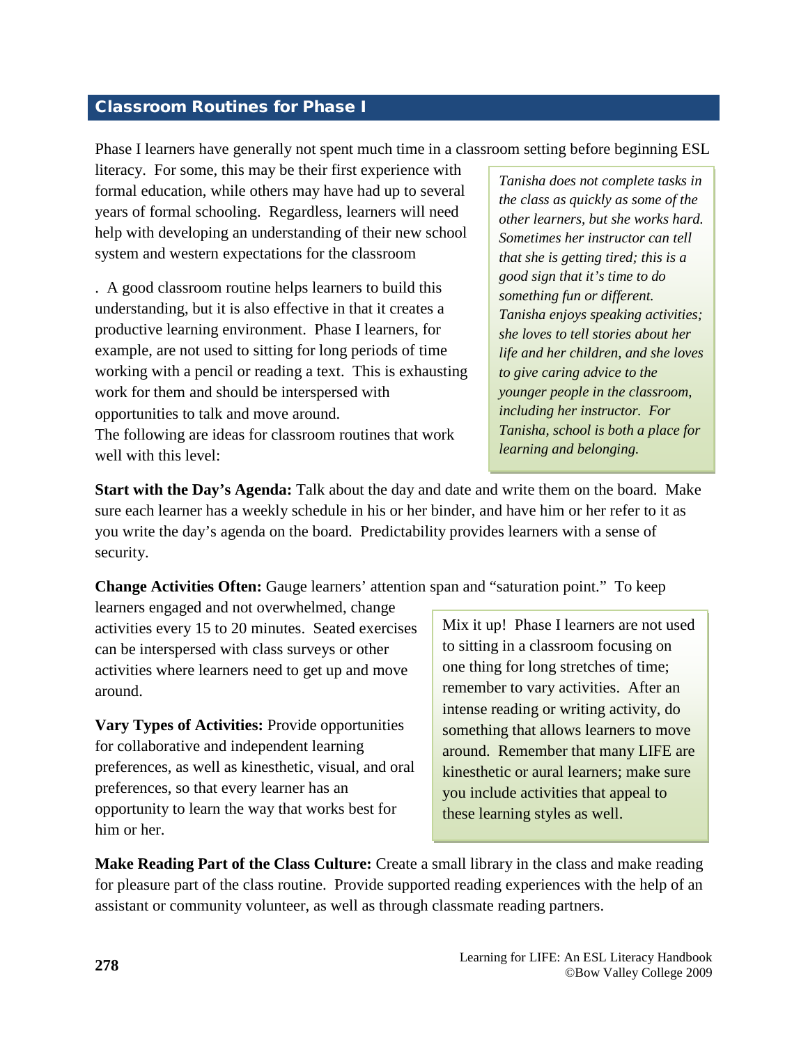## Classroom Routines for Phase I

Phase I learners have generally not spent much time in a classroom setting before beginning ESL literacy. For some, this may be their first experience with formal education, while others may have had up to several years of formal schooling. Regardless, learners will need help with developing an understanding of their new school system and western expectations for the classroom

. A good classroom routine helps learners to build this understanding, but it is also effective in that it creates a productive learning environment. Phase I learners, for example, are not used to sitting for long periods of time working with a pencil or reading a text. This is exhausting work for them and should be interspersed with opportunities to talk and move around.
The following are ideas for classroom routines that work well with this level:

> *Tanisha does not complete tasks in the class as quickly as some of the other learners, but she works hard. Sometimes her instructor can tell that she is getting tired; this is a good sign that it's time to do something fun or different. Tanisha enjoys speaking activities; she loves to tell stories about her life and her children, and she loves to give caring advice to the younger people in the classroom, including her instructor. For Tanisha, school is both a place for learning and belonging.*

**Start with the Day's Agenda:** Talk about the day and date and write them on the board. Make sure each learner has a weekly schedule in his or her binder, and have him or her refer to it as you write the day's agenda on the board. Predictability provides learners with a sense of security.

**Change Activities Often:** Gauge learners' attention span and "saturation point." To keep learners engaged and not overwhelmed, change activities every 15 to 20 minutes. Seated exercises can be interspersed with class surveys or other activities where learners need to get up and move around.

**Vary Types of Activities:** Provide opportunities for collaborative and independent learning preferences, as well as kinesthetic, visual, and oral preferences, so that every learner has an opportunity to learn the way that works best for him or her.

> Mix it up! Phase I learners are not used to sitting in a classroom focusing on one thing for long stretches of time; remember to vary activities. After an intense reading or writing activity, do something that allows learners to move around. Remember that many LIFE are kinesthetic or aural learners; make sure you include activities that appeal to these learning styles as well.

**Make Reading Part of the Class Culture:** Create a small library in the class and make reading for pleasure part of the class routine. Provide supported reading experiences with the help of an assistant or community volunteer, as well as through classmate reading partners.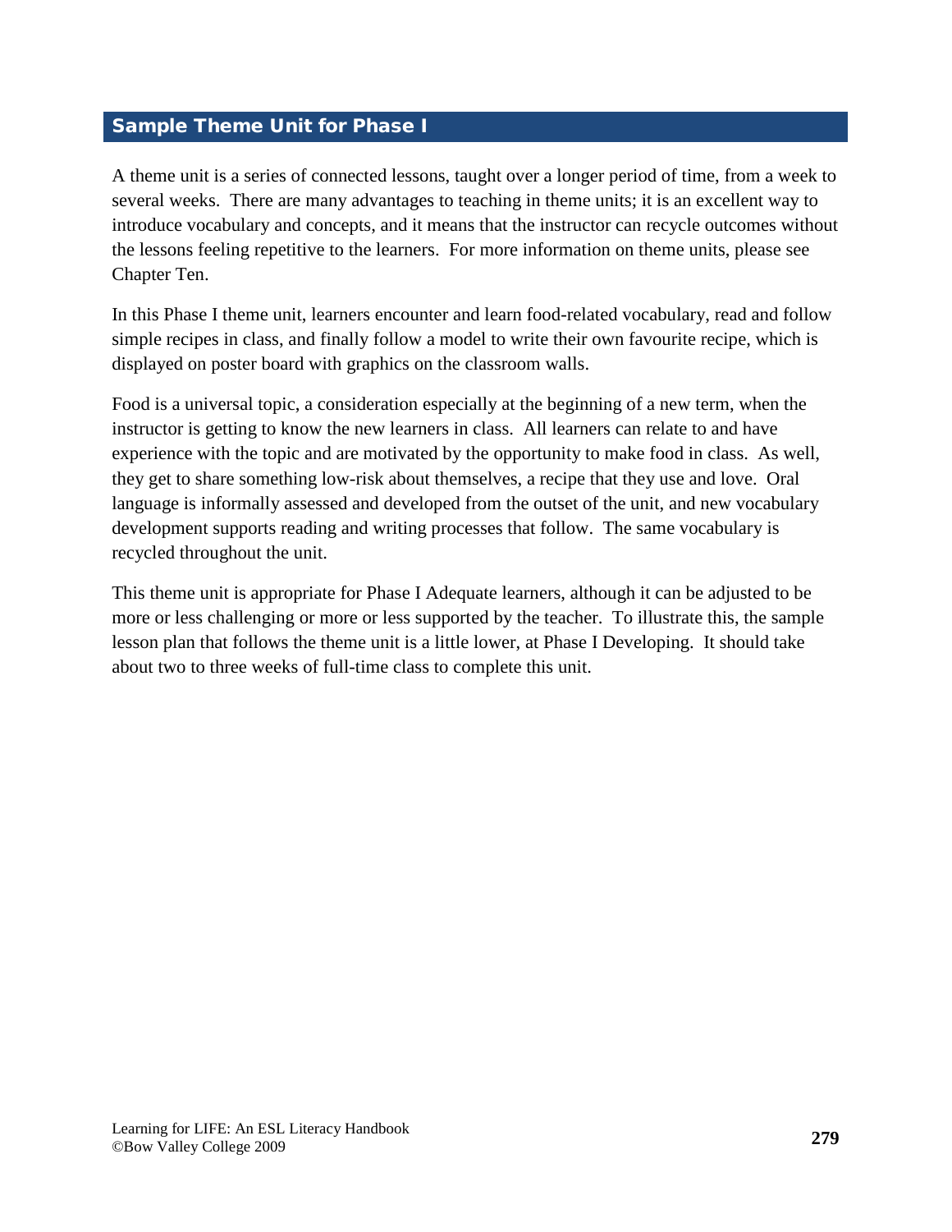## Sample Theme Unit for Phase I

A theme unit is a series of connected lessons, taught over a longer period of time, from a week to several weeks. There are many advantages to teaching in theme units; it is an excellent way to introduce vocabulary and concepts, and it means that the instructor can recycle outcomes without the lessons feeling repetitive to the learners. For more information on theme units, please see Chapter Ten.

In this Phase I theme unit, learners encounter and learn food-related vocabulary, read and follow simple recipes in class, and finally follow a model to write their own favourite recipe, which is displayed on poster board with graphics on the classroom walls.

Food is a universal topic, a consideration especially at the beginning of a new term, when the instructor is getting to know the new learners in class. All learners can relate to and have experience with the topic and are motivated by the opportunity to make food in class. As well, they get to share something low-risk about themselves, a recipe that they use and love. Oral language is informally assessed and developed from the outset of the unit, and new vocabulary development supports reading and writing processes that follow. The same vocabulary is recycled throughout the unit.

This theme unit is appropriate for Phase I Adequate learners, although it can be adjusted to be more or less challenging or more or less supported by the teacher. To illustrate this, the sample lesson plan that follows the theme unit is a little lower, at Phase I Developing. It should take about two to three weeks of full-time class to complete this unit.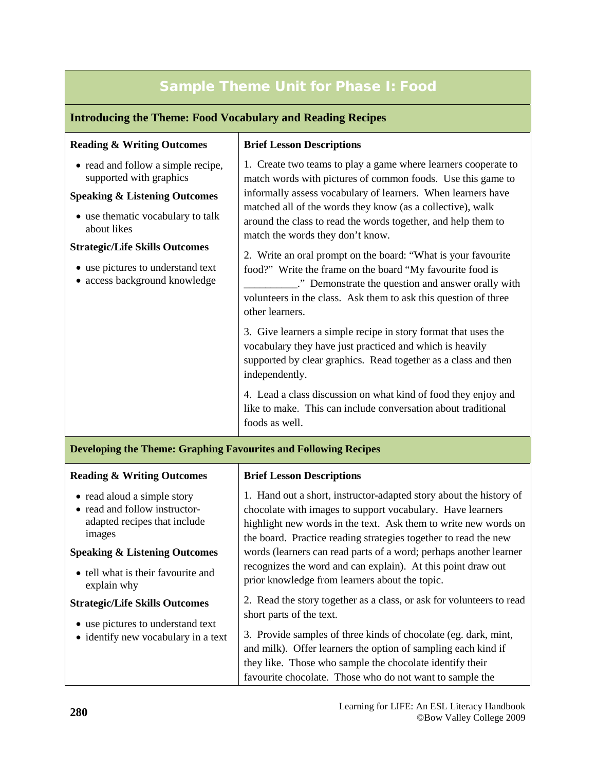# Sample Theme Unit for Phase I: Food

## Introducing the Theme: Food Vocabulary and Reading Recipes

| Outcomes | Brief Lesson Descriptions |
| --- | --- |
| **Reading & Writing Outcomes**<br>• read and follow a simple recipe, supported with graphics<br>**Speaking & Listening Outcomes**<br>• use thematic vocabulary to talk about likes<br>**Strategic/Life Skills Outcomes**<br>• use pictures to understand text<br>• access background knowledge | 1. Create two teams to play a game where learners cooperate to match words with pictures of common foods. Use this game to informally assess vocabulary of learners. When learners have matched all of the words they know (as a collective), walk around the class to read the words together, and help them to match the words they don't know.<br><br>2. Write an oral prompt on the board: "What is your favourite food?" Write the frame on the board "My favourite food is __________." Demonstrate the question and answer orally with volunteers in the class. Ask them to ask this question of three other learners.<br><br>3. Give learners a simple recipe in story format that uses the vocabulary they have just practiced and which is heavily supported by clear graphics. Read together as a class and then independently.<br><br>4. Lead a class discussion on what kind of food they enjoy and like to make. This can include conversation about traditional foods as well. |

## Developing the Theme: Graphing Favourites and Following Recipes

| Outcomes | Brief Lesson Descriptions |
| --- | --- |
| **Reading & Writing Outcomes**<br>• read aloud a simple story<br>• read and follow instructor-adapted recipes that include images<br>**Speaking & Listening Outcomes**<br>• tell what is their favourite and explain why<br>**Strategic/Life Skills Outcomes**<br>• use pictures to understand text<br>• identify new vocabulary in a text | 1. Hand out a short, instructor-adapted story about the history of chocolate with images to support vocabulary. Have learners highlight new words in the text. Ask them to write new words on the board. Practice reading strategies together to read the new words (learners can read parts of a word; perhaps another learner recognizes the word and can explain). At this point draw out prior knowledge from learners about the topic.<br><br>2. Read the story together as a class, or ask for volunteers to read short parts of the text.<br><br>3. Provide samples of three kinds of chocolate (eg. dark, mint, and milk). Offer learners the option of sampling each kind if they like. Those who sample the chocolate identify their favourite chocolate. Those who do not want to sample the |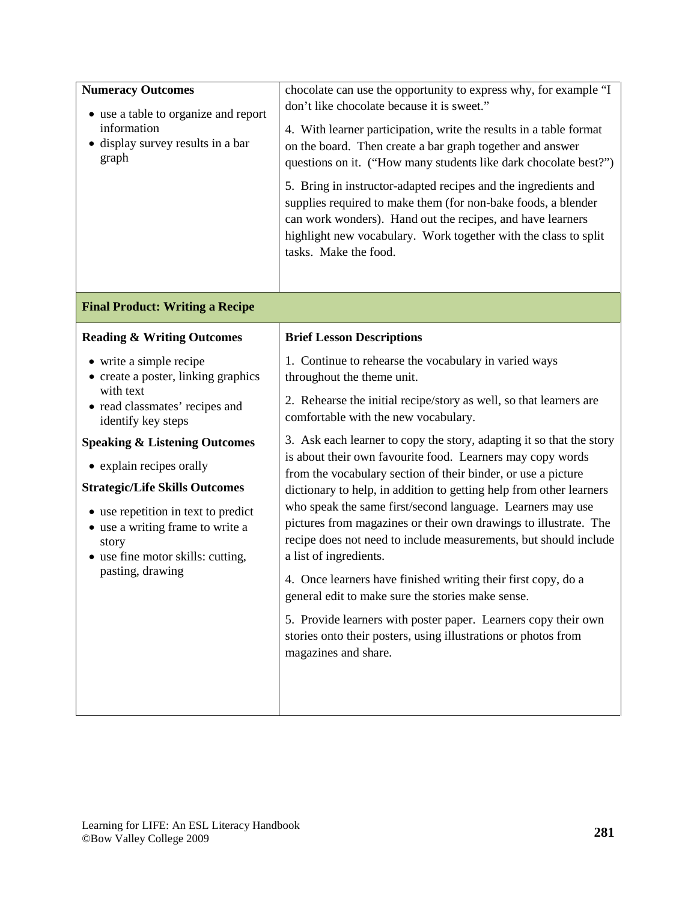| **Numeracy Outcomes**<br>• use a table to organize and report information<br>• display survey results in a bar graph | chocolate can use the opportunity to express why, for example "I don't like chocolate because it is sweet."<br><br>4. With learner participation, write the results in a table format on the board. Then create a bar graph together and answer questions on it. ("How many students like dark chocolate best?")<br><br>5. Bring in instructor-adapted recipes and the ingredients and supplies required to make them (for non-bake foods, a blender can work wonders). Hand out the recipes, and have learners highlight new vocabulary. Work together with the class to split tasks. Make the food. |
|---|---|

**Final Product: Writing a Recipe**

| **Reading & Writing Outcomes** | **Brief Lesson Descriptions** |
|---|---|
| • write a simple recipe<br>• create a poster, linking graphics with text<br>• read classmates' recipes and identify key steps<br><br>**Speaking & Listening Outcomes**<br>• explain recipes orally<br><br>**Strategic/Life Skills Outcomes**<br>• use repetition in text to predict<br>• use a writing frame to write a story<br>• use fine motor skills: cutting, pasting, drawing | 1. Continue to rehearse the vocabulary in varied ways throughout the theme unit.<br><br>2. Rehearse the initial recipe/story as well, so that learners are comfortable with the new vocabulary.<br><br>3. Ask each learner to copy the story, adapting it so that the story is about their own favourite food. Learners may copy words from the vocabulary section of their binder, or use a picture dictionary to help, in addition to getting help from other learners who speak the same first/second language. Learners may use pictures from magazines or their own drawings to illustrate. The recipe does not need to include measurements, but should include a list of ingredients.<br><br>4. Once learners have finished writing their first copy, do a general edit to make sure the stories make sense.<br><br>5. Provide learners with poster paper. Learners copy their own stories onto their posters, using illustrations or photos from magazines and share. |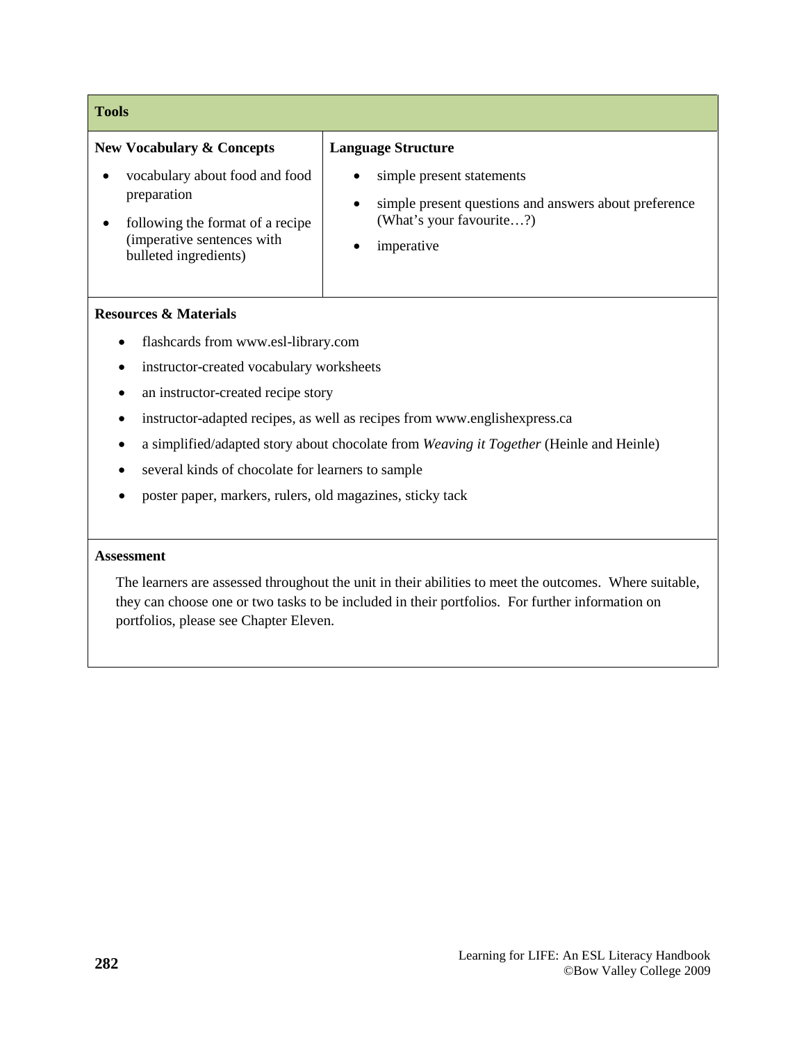## Tools

| New Vocabulary & Concepts | Language Structure |
|---|---|
| • vocabulary about food and food preparation<br>• following the format of a recipe (imperative sentences with bulleted ingredients) | • simple present statements<br>• simple present questions and answers about preference (What's your favourite…?)<br>• imperative |

**Resources & Materials**

- flashcards from www.esl-library.com
- instructor-created vocabulary worksheets
- an instructor-created recipe story
- instructor-adapted recipes, as well as recipes from www.englishexpress.ca
- a simplified/adapted story about chocolate from *Weaving it Together* (Heinle and Heinle)
- several kinds of chocolate for learners to sample
- poster paper, markers, rulers, old magazines, sticky tack

**Assessment**

The learners are assessed throughout the unit in their abilities to meet the outcomes. Where suitable, they can choose one or two tasks to be included in their portfolios. For further information on portfolios, please see Chapter Eleven.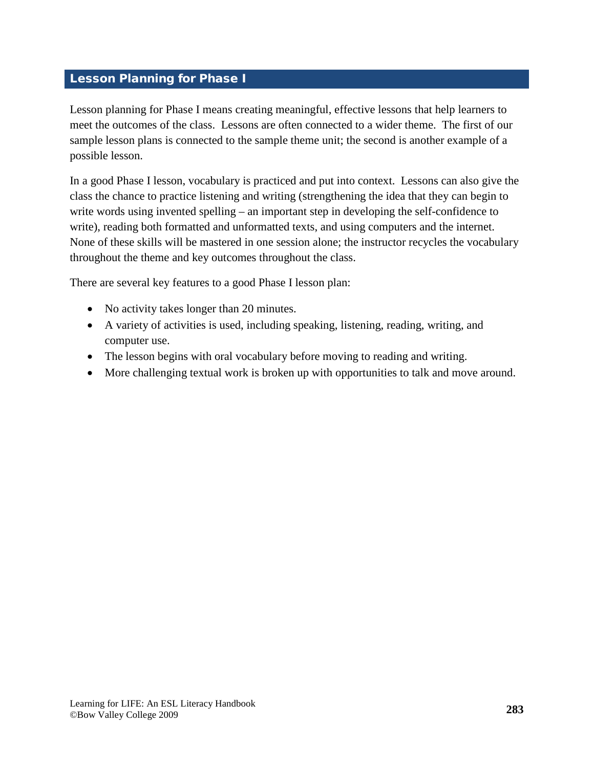## Lesson Planning for Phase I

Lesson planning for Phase I means creating meaningful, effective lessons that help learners to meet the outcomes of the class. Lessons are often connected to a wider theme. The first of our sample lesson plans is connected to the sample theme unit; the second is another example of a possible lesson.

In a good Phase I lesson, vocabulary is practiced and put into context. Lessons can also give the class the chance to practice listening and writing (strengthening the idea that they can begin to write words using invented spelling – an important step in developing the self-confidence to write), reading both formatted and unformatted texts, and using computers and the internet. None of these skills will be mastered in one session alone; the instructor recycles the vocabulary throughout the theme and key outcomes throughout the class.

There are several key features to a good Phase I lesson plan:

- No activity takes longer than 20 minutes.
- A variety of activities is used, including speaking, listening, reading, writing, and computer use.
- The lesson begins with oral vocabulary before moving to reading and writing.
- More challenging textual work is broken up with opportunities to talk and move around.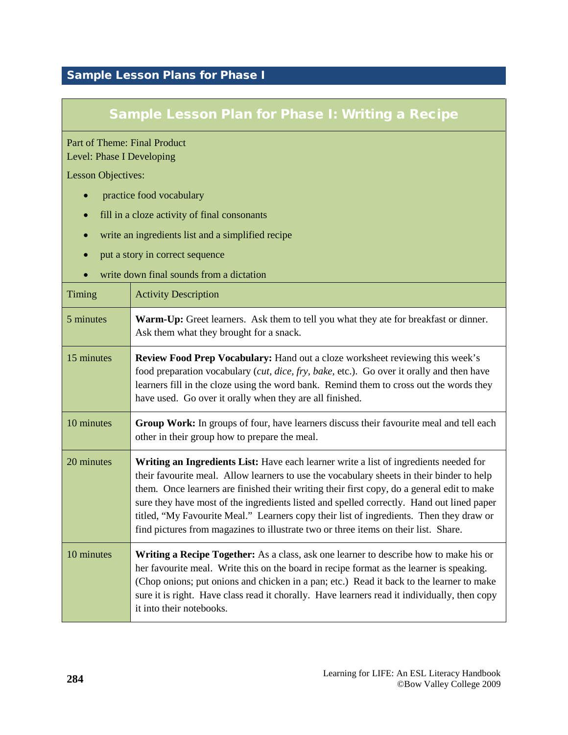## Sample Lesson Plans for Phase I

### Sample Lesson Plan for Phase I: Writing a Recipe

Part of Theme: Final Product
Level: Phase I Developing

Lesson Objectives:

- practice food vocabulary
- fill in a cloze activity of final consonants
- write an ingredients list and a simplified recipe
- put a story in correct sequence
- write down final sounds from a dictation

| Timing | Activity Description |
|---|---|
| 5 minutes | **Warm-Up:** Greet learners. Ask them to tell you what they ate for breakfast or dinner. Ask them what they brought for a snack. |
| 15 minutes | **Review Food Prep Vocabulary:** Hand out a cloze worksheet reviewing this week's food preparation vocabulary (*cut, dice, fry, bake,* etc.). Go over it orally and then have learners fill in the cloze using the word bank. Remind them to cross out the words they have used. Go over it orally when they are all finished. |
| 10 minutes | **Group Work:** In groups of four, have learners discuss their favourite meal and tell each other in their group how to prepare the meal. |
| 20 minutes | **Writing an Ingredients List:** Have each learner write a list of ingredients needed for their favourite meal. Allow learners to use the vocabulary sheets in their binder to help them. Once learners are finished their writing their first copy, do a general edit to make sure they have most of the ingredients listed and spelled correctly. Hand out lined paper titled, "My Favourite Meal." Learners copy their list of ingredients. Then they draw or find pictures from magazines to illustrate two or three items on their list. Share. |
| 10 minutes | **Writing a Recipe Together:** As a class, ask one learner to describe how to make his or her favourite meal. Write this on the board in recipe format as the learner is speaking. (Chop onions; put onions and chicken in a pan; etc.) Read it back to the learner to make sure it is right. Have class read it chorally. Have learners read it individually, then copy it into their notebooks. |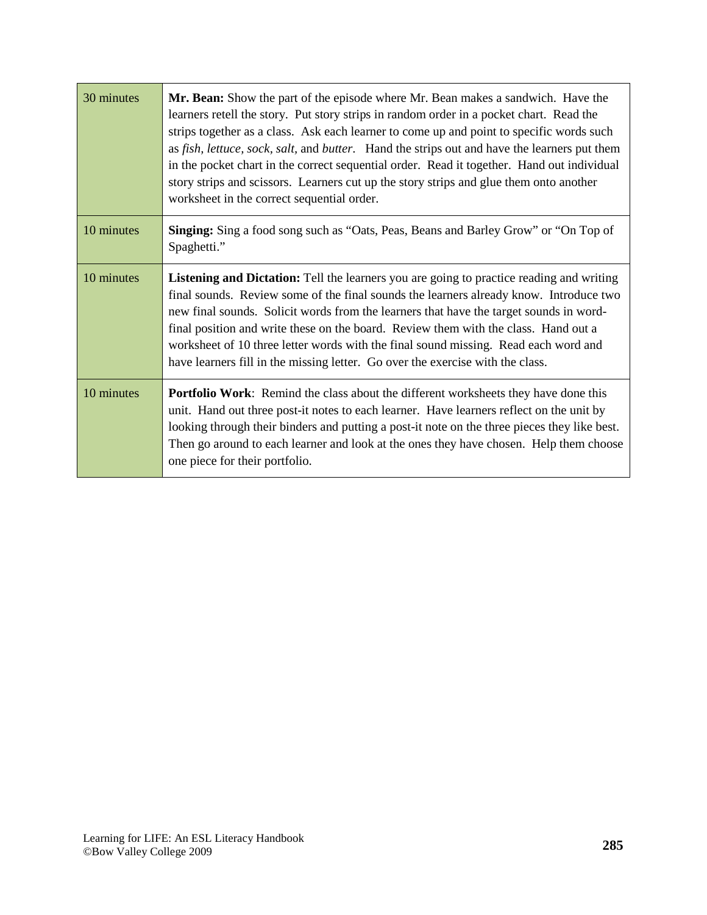| | |
|---|---|
| 30 minutes | **Mr. Bean:** Show the part of the episode where Mr. Bean makes a sandwich. Have the learners retell the story. Put story strips in random order in a pocket chart. Read the strips together as a class. Ask each learner to come up and point to specific words such as *fish*, *lettuce*, *sock*, *salt*, and *butter*. Hand the strips out and have the learners put them in the pocket chart in the correct sequential order. Read it together. Hand out individual story strips and scissors. Learners cut up the story strips and glue them onto another worksheet in the correct sequential order. |
| 10 minutes | **Singing:** Sing a food song such as "Oats, Peas, Beans and Barley Grow" or "On Top of Spaghetti." |
| 10 minutes | **Listening and Dictation:** Tell the learners you are going to practice reading and writing final sounds. Review some of the final sounds the learners already know. Introduce two new final sounds. Solicit words from the learners that have the target sounds in word-final position and write these on the board. Review them with the class. Hand out a worksheet of 10 three letter words with the final sound missing. Read each word and have learners fill in the missing letter. Go over the exercise with the class. |
| 10 minutes | **Portfolio Work**: Remind the class about the different worksheets they have done this unit. Hand out three post-it notes to each learner. Have learners reflect on the unit by looking through their binders and putting a post-it note on the three pieces they like best. Then go around to each learner and look at the ones they have chosen. Help them choose one piece for their portfolio. |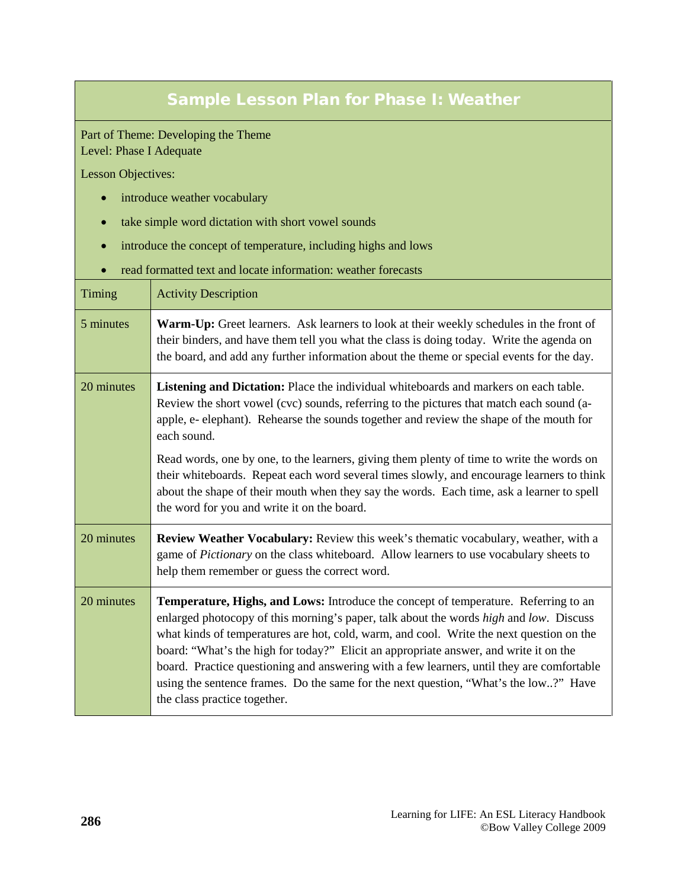## Sample Lesson Plan for Phase I: Weather

Part of Theme: Developing the Theme
Level: Phase I Adequate

Lesson Objectives:

- introduce weather vocabulary
- take simple word dictation with short vowel sounds
- introduce the concept of temperature, including highs and lows
- read formatted text and locate information: weather forecasts

| Timing | Activity Description |
|---|---|
| 5 minutes | **Warm-Up:** Greet learners. Ask learners to look at their weekly schedules in the front of their binders, and have them tell you what the class is doing today. Write the agenda on the board, and add any further information about the theme or special events for the day. |
| 20 minutes | **Listening and Dictation:** Place the individual whiteboards and markers on each table. Review the short vowel (cvc) sounds, referring to the pictures that match each sound (a- apple, e- elephant). Rehearse the sounds together and review the shape of the mouth for each sound.<br><br>Read words, one by one, to the learners, giving them plenty of time to write the words on their whiteboards. Repeat each word several times slowly, and encourage learners to think about the shape of their mouth when they say the words. Each time, ask a learner to spell the word for you and write it on the board. |
| 20 minutes | **Review Weather Vocabulary:** Review this week's thematic vocabulary, weather, with a game of *Pictionary* on the class whiteboard. Allow learners to use vocabulary sheets to help them remember or guess the correct word. |
| 20 minutes | **Temperature, Highs, and Lows:** Introduce the concept of temperature. Referring to an enlarged photocopy of this morning's paper, talk about the words *high* and *low*. Discuss what kinds of temperatures are hot, cold, warm, and cool. Write the next question on the board: "What's the high for today?" Elicit an appropriate answer, and write it on the board. Practice questioning and answering with a few learners, until they are comfortable using the sentence frames. Do the same for the next question, "What's the low..?" Have the class practice together. |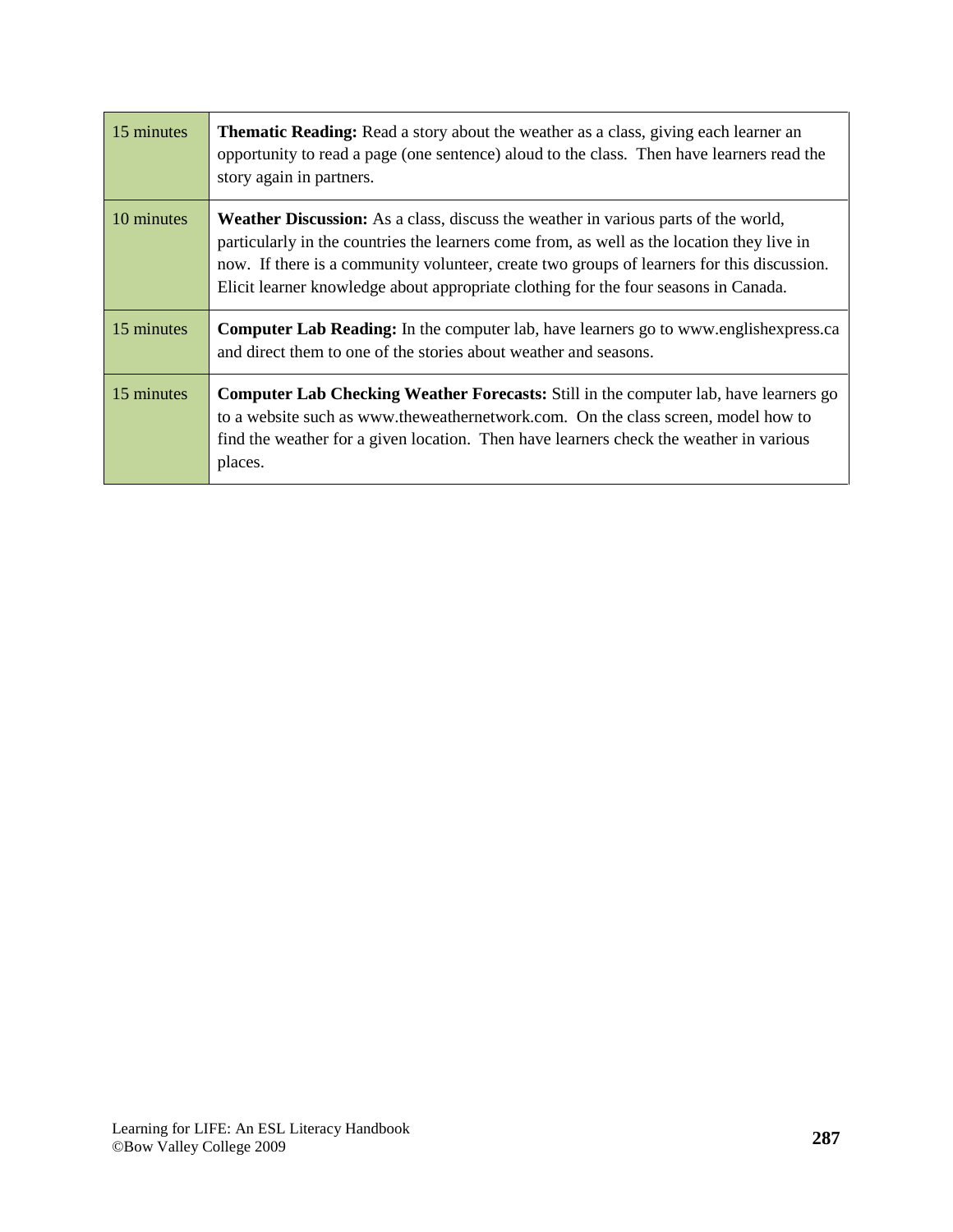| | |
|---|---|
| 15 minutes | **Thematic Reading:** Read a story about the weather as a class, giving each learner an opportunity to read a page (one sentence) aloud to the class. Then have learners read the story again in partners. |
| 10 minutes | **Weather Discussion:** As a class, discuss the weather in various parts of the world, particularly in the countries the learners come from, as well as the location they live in now. If there is a community volunteer, create two groups of learners for this discussion. Elicit learner knowledge about appropriate clothing for the four seasons in Canada. |
| 15 minutes | **Computer Lab Reading:** In the computer lab, have learners go to www.englishexpress.ca and direct them to one of the stories about weather and seasons. |
| 15 minutes | **Computer Lab Checking Weather Forecasts:** Still in the computer lab, have learners go to a website such as www.theweathernetwork.com. On the class screen, model how to find the weather for a given location. Then have learners check the weather in various places. |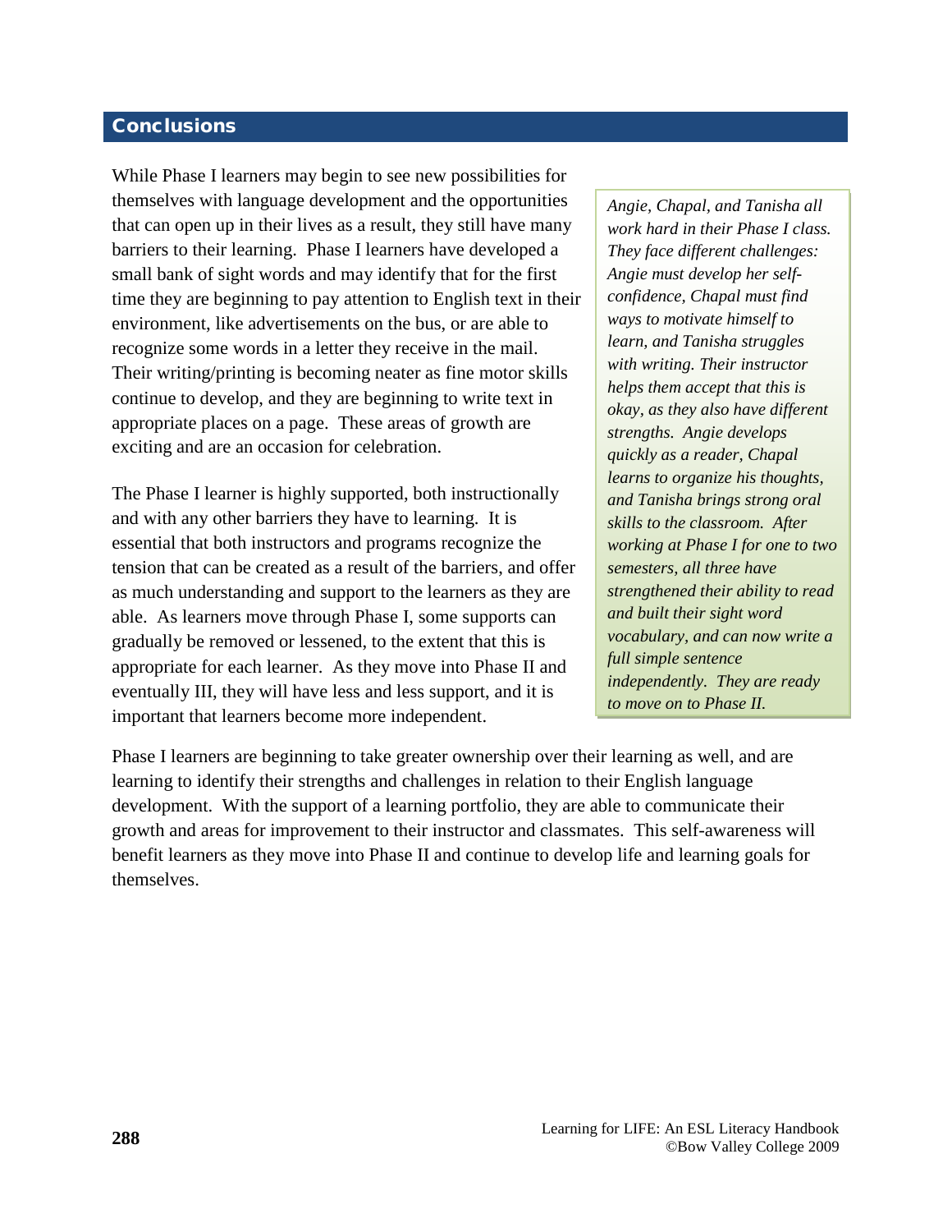## Conclusions

While Phase I learners may begin to see new possibilities for themselves with language development and the opportunities that can open up in their lives as a result, they still have many barriers to their learning. Phase I learners have developed a small bank of sight words and may identify that for the first time they are beginning to pay attention to English text in their environment, like advertisements on the bus, or are able to recognize some words in a letter they receive in the mail. Their writing/printing is becoming neater as fine motor skills continue to develop, and they are beginning to write text in appropriate places on a page. These areas of growth are exciting and are an occasion for celebration.

*Angie, Chapal, and Tanisha all work hard in their Phase I class. They face different challenges: Angie must develop her self-confidence, Chapal must find ways to motivate himself to learn, and Tanisha struggles with writing. Their instructor helps them accept that this is okay, as they also have different strengths. Angie develops quickly as a reader, Chapal learns to organize his thoughts, and Tanisha brings strong oral skills to the classroom. After working at Phase I for one to two semesters, all three have strengthened their ability to read and built their sight word vocabulary, and can now write a full simple sentence independently. They are ready to move on to Phase II.*

The Phase I learner is highly supported, both instructionally and with any other barriers they have to learning. It is essential that both instructors and programs recognize the tension that can be created as a result of the barriers, and offer as much understanding and support to the learners as they are able. As learners move through Phase I, some supports can gradually be removed or lessened, to the extent that this is appropriate for each learner. As they move into Phase II and eventually III, they will have less and less support, and it is important that learners become more independent.

Phase I learners are beginning to take greater ownership over their learning as well, and are learning to identify their strengths and challenges in relation to their English language development. With the support of a learning portfolio, they are able to communicate their growth and areas for improvement to their instructor and classmates. This self-awareness will benefit learners as they move into Phase II and continue to develop life and learning goals for themselves.